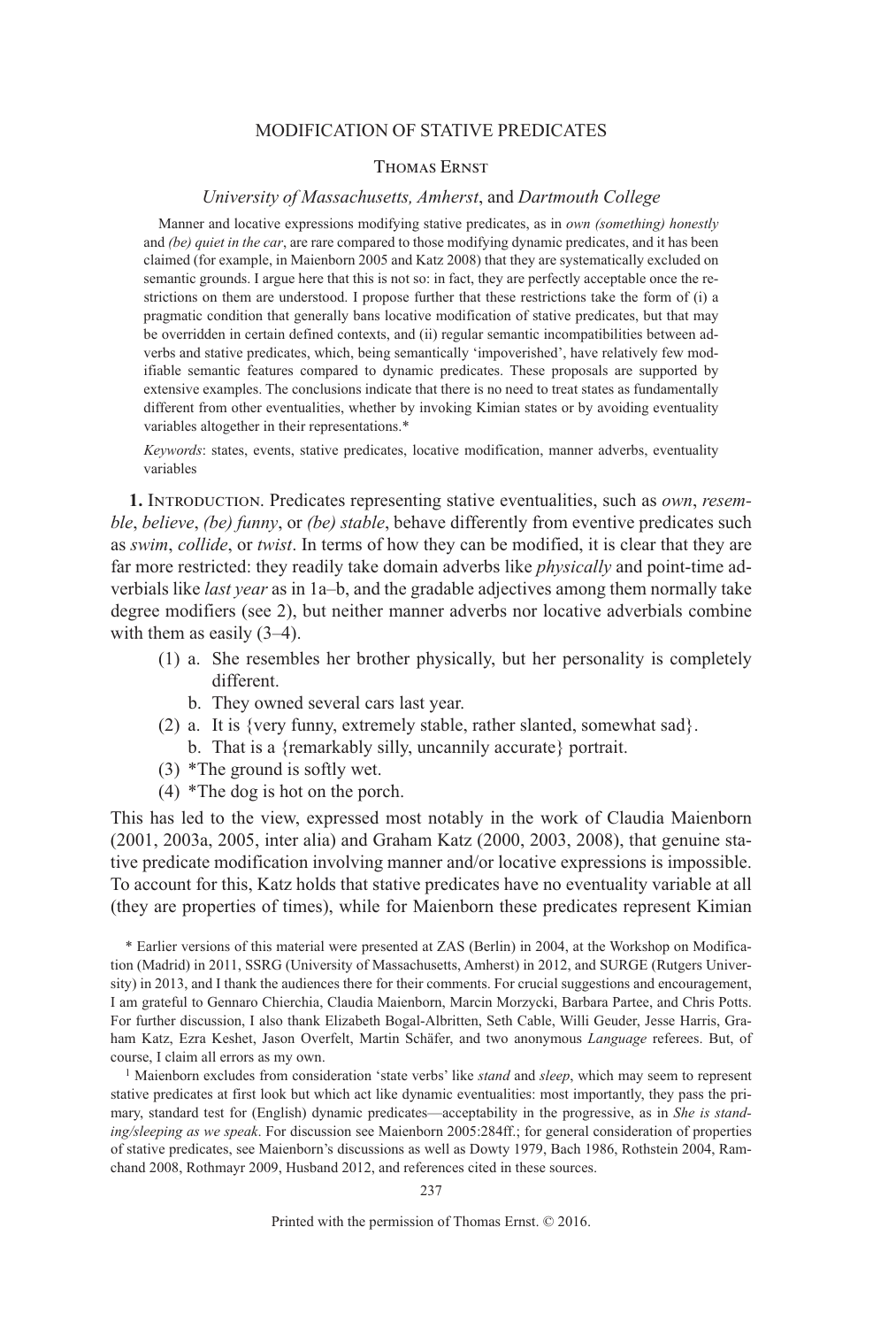# MODIFICATION OF STATIVE PREDICATES

Thomas Ernst

*University of Massachusetts, Amherst*, and *Dartmouth College*

Manner and locative expressions modifying stative predicates, as in *own (something) honestly* and *(be) quiet in the car*, are rare compared to those modifying dynamic predicates, and it has been claimed (for example, in Maienborn 2005 and Katz 2008) that they are systematically excluded on semantic grounds. I argue here that this is not so: in fact, they are perfectly acceptable once the restrictions on them are understood. I propose further that these restrictions take the form of (i) a pragmatic condition that generally bans locative modification of stative predicates, but that may be overridden in certain defined contexts, and (ii) regular semantic incompatibilities between adverbs and stative predicates, which, being semantically 'impoverished', have relatively few modifiable semantic features compared to dynamic predicates. These proposals are supported by extensive examples. The conclusions indicate that there is no need to treat states as fundamentally different from other eventualities, whether by invoking Kimian states or by avoiding eventuality variables altogether in their representations.*

*Keywords*: states, events, stative predicates, locative modification, manner adverbs, eventuality variables

**1. Introduction.** Predicates representing stative eventualities, such as *own*, *resemble*, *believe*, *(be) funny*, or *(be) stable*, behave differently from eventive predicates such as *swim*, *collide*, or *twist*. In terms of how they can be modified, it is clear that they are far more restricted: they readily take domain adverbs like *physically* and point-time adverbials like *last year* as in 1a–b, and the gradable adjectives among them normally take degree modifiers (see 2), but neither manner adverbs nor locative adverbials combine with them as easily (3–4).

(1) a. She resembles her brother physically, but her personality is completely different.
  b. They owned several cars last year.

(2) a. It is {very funny, extremely stable, rather slanted, somewhat sad}.
  b. That is a {remarkably silly, uncannily accurate} portrait.

(3) *The ground is softly wet.

(4) *The dog is hot on the porch.

This has led to the view, expressed most notably in the work of Claudia Maienborn (2001, 2003a, 2005, inter alia) and Graham Katz (2000, 2003, 2008), that genuine stative predicate modification involving manner and/or locative expressions is impossible. To account for this, Katz holds that stative predicates have no eventuality variable at all (they are properties of times), while for Maienborn these predicates represent Kimian

\* Earlier versions of this material were presented at ZAS (Berlin) in 2004, at the Workshop on Modification (Madrid) in 2011, SSRG (University of Massachusetts, Amherst) in 2012, and SURGE (Rutgers University) in 2013, and I thank the audiences there for their comments. For crucial suggestions and encouragement, I am grateful to Gennaro Chierchia, Claudia Maienborn, Marcin Morzycki, Barbara Partee, and Chris Potts. For further discussion, I also thank Elizabeth Bogal-Albritten, Seth Cable, Willi Geuder, Jesse Harris, Graham Katz, Ezra Keshet, Jason Overfelt, Martin Schäfer, and two anonymous *Language* referees. But, of course, I claim all errors as my own.

[1] Maienborn excludes from consideration 'state verbs' like *stand* and *sleep*, which may seem to represent stative predicates at first look but which act like dynamic eventualities: most importantly, they pass the primary, standard test for (English) dynamic predicates—acceptability in the progressive, as in *She is standing/sleeping as we speak*. For discussion see Maienborn 2005:284ff.; for general consideration of properties of stative predicates, see Maienborn's discussions as well as Dowty 1979, Bach 1986, Rothstein 2004, Ramchand 2008, Rothmayr 2009, Husband 2012, and references cited in these sources.

Printed with the permission of Thomas Ernst. © 2016.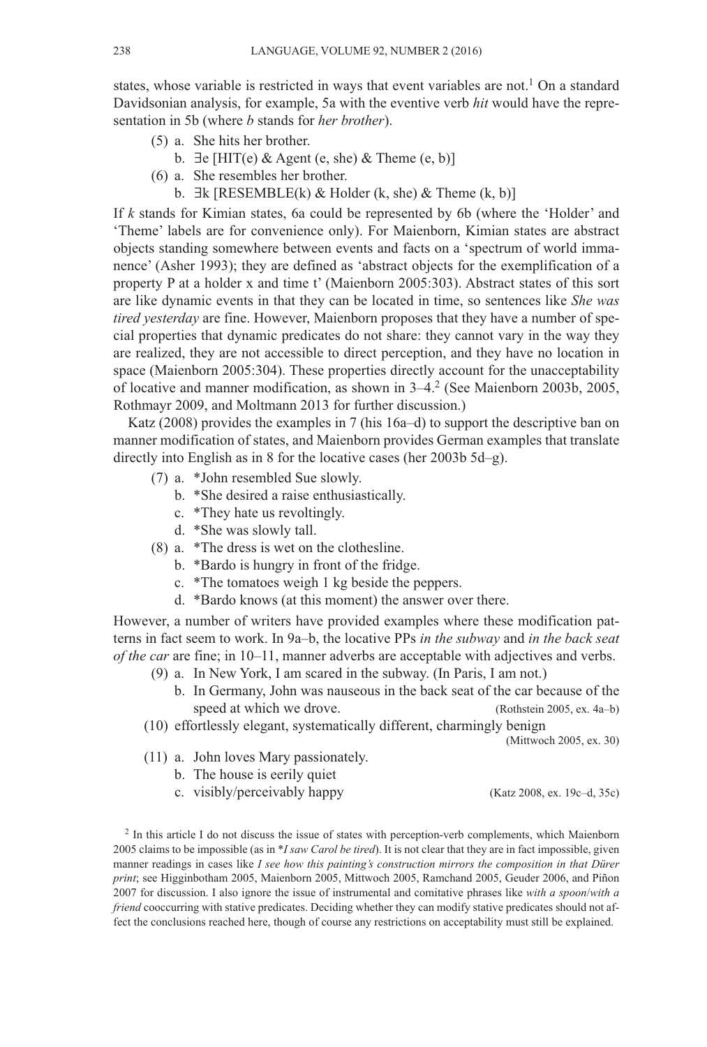states, whose variable is restricted in ways that event variables are not.[1] On a standard Davidsonian analysis, for example, 5a with the eventive verb *hit* would have the representation in 5b (where *b* stands for *her brother*).

(5) a. She hits her brother.
  b. ∃e [HIT(e) & Agent (e, she) & Theme (e, b)]

(6) a. She resembles her brother.
  b. ∃k [RESEMBLE(k) & Holder (k, she) & Theme (k, b)]

If *k* stands for Kimian states, 6a could be represented by 6b (where the 'Holder' and 'Theme' labels are for convenience only). For Maienborn, Kimian states are abstract objects standing somewhere between events and facts on a 'spectrum of world immanence' (Asher 1993); they are defined as 'abstract objects for the exemplification of a property P at a holder x and time t' (Maienborn 2005:303). Abstract states of this sort are like dynamic events in that they can be located in time, so sentences like *She was tired yesterday* are fine. However, Maienborn proposes that they have a number of special properties that dynamic predicates do not share: they cannot vary in the way they are realized, they are not accessible to direct perception, and they have no location in space (Maienborn 2005:304). These properties directly account for the unacceptability of locative and manner modification, as shown in 3–4.[2] (See Maienborn 2003b, 2005, Rothmayr 2009, and Moltmann 2013 for further discussion.)

Katz (2008) provides the examples in 7 (his 16a–d) to support the descriptive ban on manner modification of states, and Maienborn provides German examples that translate directly into English as in 8 for the locative cases (her 2003b 5d–g).

(7) a. *John resembled Sue slowly.
  b. *She desired a raise enthusiastically.
  c. *They hate us revoltingly.
  d. *She was slowly tall.

(8) a. *The dress is wet on the clothesline.
  b. *Bardo is hungry in front of the fridge.
  c. *The tomatoes weigh 1 kg beside the peppers.
  d. *Bardo knows (at this moment) the answer over there.

However, a number of writers have provided examples where these modification patterns in fact seem to work. In 9a–b, the locative PPs *in the subway* and *in the back seat of the car* are fine; in 10–11, manner adverbs are acceptable with adjectives and verbs.

(9) a. In New York, I am scared in the subway. (In Paris, I am not.)
  b. In Germany, John was nauseous in the back seat of the car because of the speed at which we drove. (Rothstein 2005, ex. 4a–b)

(10) effortlessly elegant, systematically different, charmingly benign (Mittwoch 2005, ex. 30)

(11) a. John loves Mary passionately.
  b. The house is eerily quiet
  c. visibly/perceivably happy (Katz 2008, ex. 19c–d, 35c)

[2] In this article I do not discuss the issue of states with perception-verb complements, which Maienborn 2005 claims to be impossible (as in **I saw Carol be tired*). It is not clear that they are in fact impossible, given manner readings in cases like *I see how this painting's construction mirrors the composition in that Dürer print*; see Higginbotham 2005, Maienborn 2005, Mittwoch 2005, Ramchand 2005, Geuder 2006, and Piñon 2007 for discussion. I also ignore the issue of instrumental and comitative phrases like *with a spoon*/*with a friend* cooccurring with stative predicates. Deciding whether they can modify stative predicates should not affect the conclusions reached here, though of course any restrictions on acceptability must still be explained.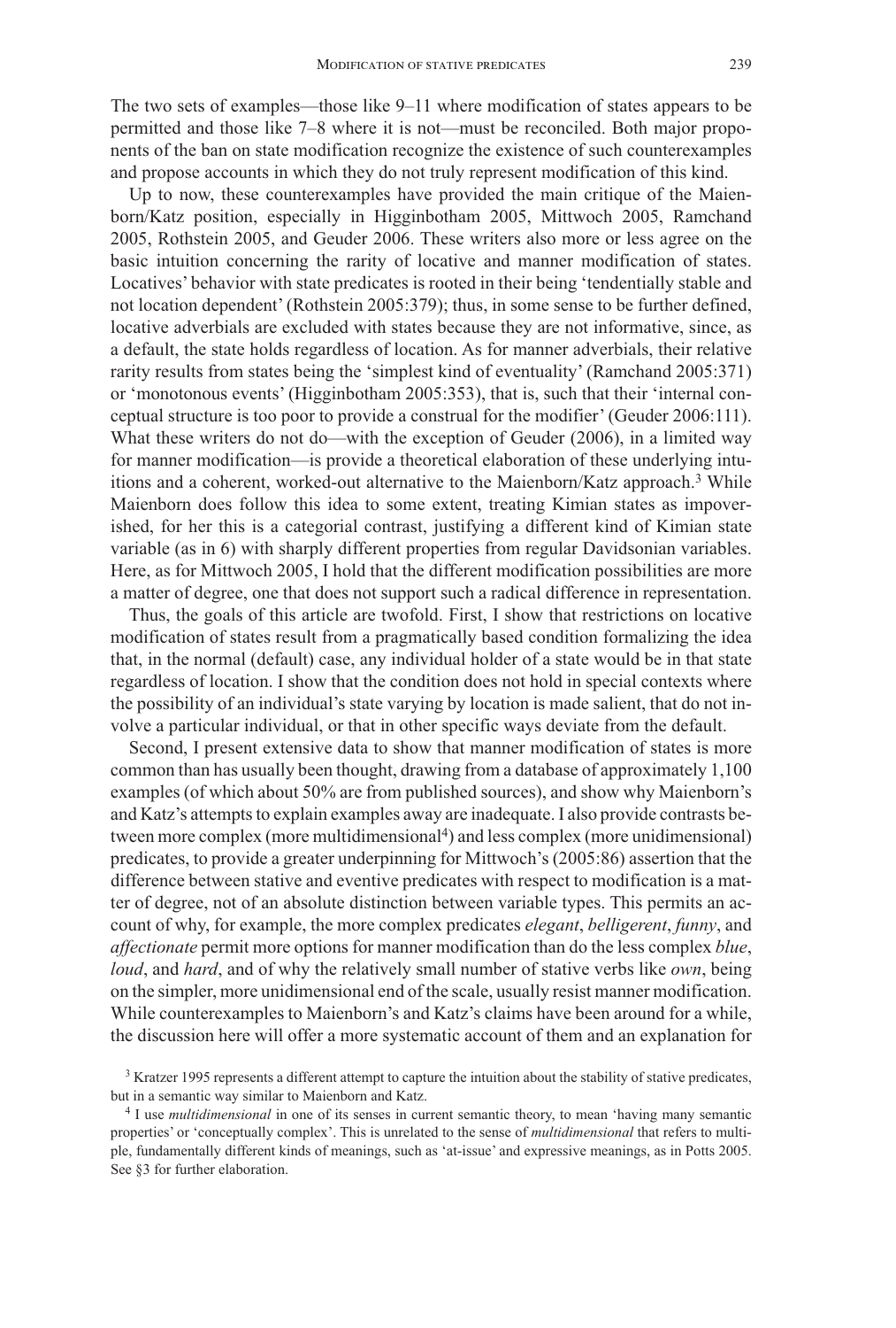The two sets of examples—those like 9–11 where modification of states appears to be permitted and those like 7–8 where it is not—must be reconciled. Both major proponents of the ban on state modification recognize the existence of such counterexamples and propose accounts in which they do not truly represent modification of this kind.

Up to now, these counterexamples have provided the main critique of the Maienborn/Katz position, especially in Higginbotham 2005, Mittwoch 2005, Ramchand 2005, Rothstein 2005, and Geuder 2006. These writers also more or less agree on the basic intuition concerning the rarity of locative and manner modification of states. Locatives' behavior with state predicates is rooted in their being 'tendentially stable and not location dependent' (Rothstein 2005:379); thus, in some sense to be further defined, locative adverbials are excluded with states because they are not informative, since, as a default, the state holds regardless of location. As for manner adverbials, their relative rarity results from states being the 'simplest kind of eventuality' (Ramchand 2005:371) or 'monotonous events' (Higginbotham 2005:353), that is, such that their 'internal conceptual structure is too poor to provide a construal for the modifier' (Geuder 2006:111). What these writers do not do—with the exception of Geuder (2006), in a limited way for manner modification—is provide a theoretical elaboration of these underlying intuitions and a coherent, worked-out alternative to the Maienborn/Katz approach.[3] While Maienborn does follow this idea to some extent, treating Kimian states as impoverished, for her this is a categorial contrast, justifying a different kind of Kimian state variable (as in 6) with sharply different properties from regular Davidsonian variables. Here, as for Mittwoch 2005, I hold that the different modification possibilities are more a matter of degree, one that does not support such a radical difference in representation.

Thus, the goals of this article are twofold. First, I show that restrictions on locative modification of states result from a pragmatically based condition formalizing the idea that, in the normal (default) case, any individual holder of a state would be in that state regardless of location. I show that the condition does not hold in special contexts where the possibility of an individual's state varying by location is made salient, that do not involve a particular individual, or that in other specific ways deviate from the default.

Second, I present extensive data to show that manner modification of states is more common than has usually been thought, drawing from a database of approximately 1,100 examples (of which about 50% are from published sources), and show why Maienborn's and Katz's attempts to explain examples away are inadequate. I also provide contrasts between more complex (more multidimensional[4]) and less complex (more unidimensional) predicates, to provide a greater underpinning for Mittwoch's (2005:86) assertion that the difference between stative and eventive predicates with respect to modification is a matter of degree, not of an absolute distinction between variable types. This permits an account of why, for example, the more complex predicates *elegant*, *belligerent*, *funny*, and *affectionate* permit more options for manner modification than do the less complex *blue*, *loud*, and *hard*, and of why the relatively small number of stative verbs like *own*, being on the simpler, more unidimensional end of the scale, usually resist manner modification. While counterexamples to Maienborn's and Katz's claims have been around for a while, the discussion here will offer a more systematic account of them and an explanation for

[3] Kratzer 1995 represents a different attempt to capture the intuition about the stability of stative predicates, but in a semantic way similar to Maienborn and Katz.

[4] I use *multidimensional* in one of its senses in current semantic theory, to mean 'having many semantic properties' or 'conceptually complex'. This is unrelated to the sense of *multidimensional* that refers to multiple, fundamentally different kinds of meanings, such as 'at-issue' and expressive meanings, as in Potts 2005. See §3 for further elaboration.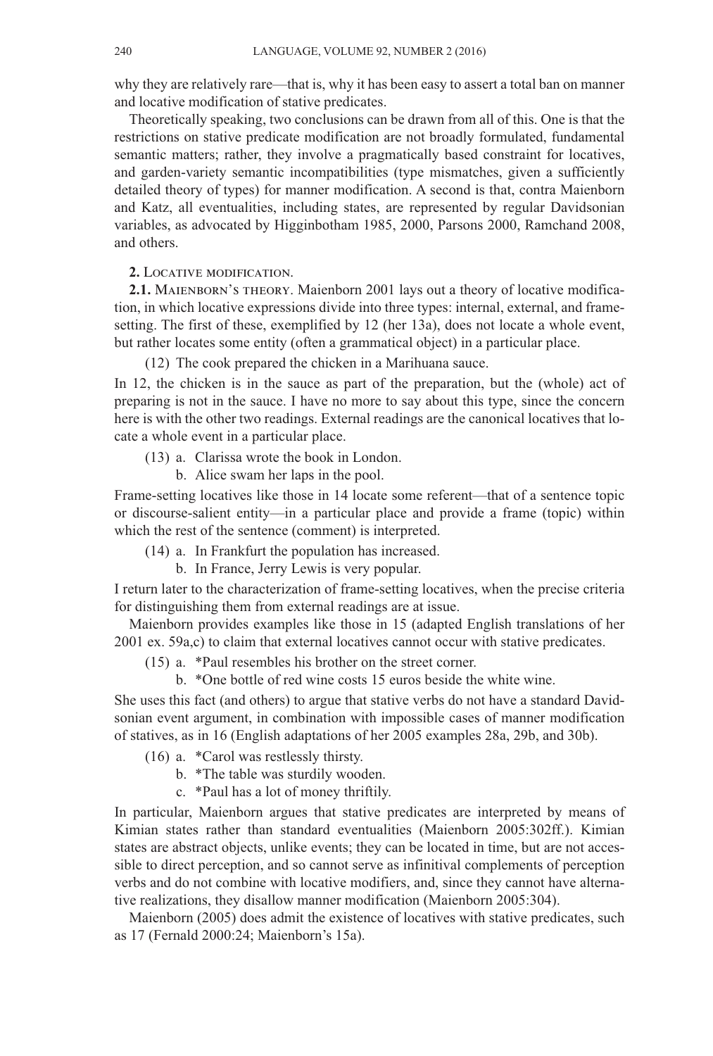why they are relatively rare—that is, why it has been easy to assert a total ban on manner and locative modification of stative predicates.

Theoretically speaking, two conclusions can be drawn from all of this. One is that the restrictions on stative predicate modification are not broadly formulated, fundamental semantic matters; rather, they involve a pragmatically based constraint for locatives, and garden-variety semantic incompatibilities (type mismatches, given a sufficiently detailed theory of types) for manner modification. A second is that, contra Maienborn and Katz, all eventualities, including states, are represented by regular Davidsonian variables, as advocated by Higginbotham 1985, 2000, Parsons 2000, Ramchand 2008, and others.

## 2. Locative modification.

### 2.1. Maienborn's theory.

Maienborn 2001 lays out a theory of locative modification, in which locative expressions divide into three types: internal, external, and frame-setting. The first of these, exemplified by 12 (her 13a), does not locate a whole event, but rather locates some entity (often a grammatical object) in a particular place.

(12) The cook prepared the chicken in a Marihuana sauce.

In 12, the chicken is in the sauce as part of the preparation, but the (whole) act of preparing is not in the sauce. I have no more to say about this type, since the concern here is with the other two readings. External readings are the canonical locatives that locate a whole event in a particular place.

(13) a. Clarissa wrote the book in London.
     b. Alice swam her laps in the pool.

Frame-setting locatives like those in 14 locate some referent—that of a sentence topic or discourse-salient entity—in a particular place and provide a frame (topic) within which the rest of the sentence (comment) is interpreted.

(14) a. In Frankfurt the population has increased.
     b. In France, Jerry Lewis is very popular.

I return later to the characterization of frame-setting locatives, when the precise criteria for distinguishing them from external readings are at issue.

Maienborn provides examples like those in 15 (adapted English translations of her 2001 ex. 59a,c) to claim that external locatives cannot occur with stative predicates.

(15) a. *Paul resembles his brother on the street corner.
     b. *One bottle of red wine costs 15 euros beside the white wine.

She uses this fact (and others) to argue that stative verbs do not have a standard Davidsonian event argument, in combination with impossible cases of manner modification of statives, as in 16 (English adaptations of her 2005 examples 28a, 29b, and 30b).

(16) a. *Carol was restlessly thirsty.
     b. *The table was sturdily wooden.
     c. *Paul has a lot of money thriftily.

In particular, Maienborn argues that stative predicates are interpreted by means of Kimian states rather than standard eventualities (Maienborn 2005:302ff.). Kimian states are abstract objects, unlike events; they can be located in time, but are not accessible to direct perception, and so cannot serve as infinitival complements of perception verbs and do not combine with locative modifiers, and, since they cannot have alternative realizations, they disallow manner modification (Maienborn 2005:304).

Maienborn (2005) does admit the existence of locatives with stative predicates, such as 17 (Fernald 2000:24; Maienborn's 15a).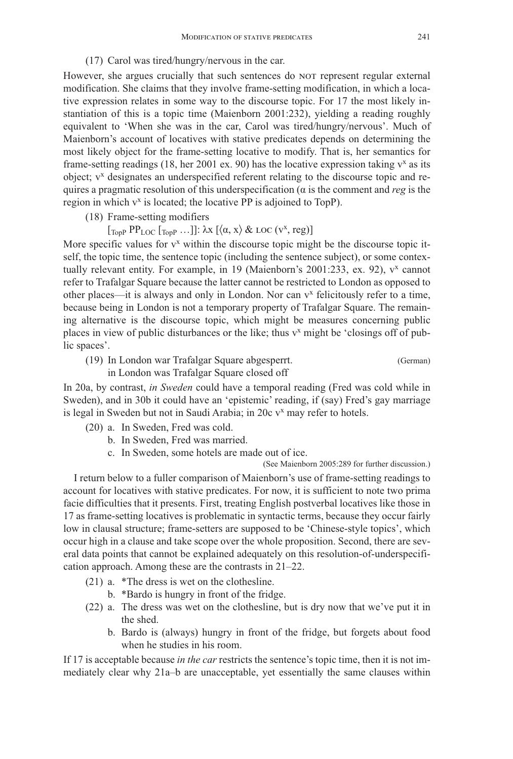(17) Carol was tired/hungry/nervous in the car.

However, she argues crucially that such sentences do NOT represent regular external modification. She claims that they involve frame-setting modification, in which a locative expression relates in some way to the discourse topic. For 17 the most likely instantiation of this is a topic time (Maienborn 2001:232), yielding a reading roughly equivalent to 'When she was in the car, Carol was tired/hungry/nervous'. Much of Maienborn's account of locatives with stative predicates depends on determining the most likely object for the frame-setting locative to modify. That is, her semantics for frame-setting readings (18, her 2001 ex. 90) has the locative expression taking $v^x$ as its object; $v^x$ designates an underspecified referent relating to the discourse topic and requires a pragmatic resolution of this underspecification ($\alpha$ is the comment and *reg* is the region in which $v^x$ is located; the locative PP is adjoined to TopP).

(18) Frame-setting modifiers

$[_{TopP}\ PP_{LOC}\ [_{TopP} \ldots]]$: $\lambda x\ [\langle \alpha, x \rangle\ \&\ \text{LOC}\ (v^x, \text{reg})]$

More specific values for $v^x$ within the discourse topic might be the discourse topic itself, the topic time, the sentence topic (including the sentence subject), or some contextually relevant entity. For example, in 19 (Maienborn's 2001:233, ex. 92), $v^x$ cannot refer to Trafalgar Square because the latter cannot be restricted to London as opposed to other places—it is always and only in London. Nor can $v^x$ felicitously refer to a time, because being in London is not a temporary property of Trafalgar Square. The remaining alternative is the discourse topic, which might be measures concerning public places in view of public disturbances or the like; thus $v^x$ might be 'closings off of public spaces'.

(19) In London war Trafalgar Square abgesperrt. (German)
in London was Trafalgar Square closed off

In 20a, by contrast, *in Sweden* could have a temporal reading (Fred was cold while in Sweden), and in 30b it could have an 'epistemic' reading, if (say) Fred's gay marriage is legal in Sweden but not in Saudi Arabia; in 20c $v^x$ may refer to hotels.

(20) a. In Sweden, Fred was cold.
b. In Sweden, Fred was married.
c. In Sweden, some hotels are made out of ice.

(See Maienborn 2005:289 for further discussion.)

I return below to a fuller comparison of Maienborn's use of frame-setting readings to account for locatives with stative predicates. For now, it is sufficient to note two prima facie difficulties that it presents. First, treating English postverbal locatives like those in 17 as frame-setting locatives is problematic in syntactic terms, because they occur fairly low in clausal structure; frame-setters are supposed to be 'Chinese-style topics', which occur high in a clause and take scope over the whole proposition. Second, there are several data points that cannot be explained adequately on this resolution-of-underspecification approach. Among these are the contrasts in 21–22.

(21) a. *The dress is wet on the clothesline.
b. *Bardo is hungry in front of the fridge.

(22) a. The dress was wet on the clothesline, but is dry now that we've put it in the shed.
b. Bardo is (always) hungry in front of the fridge, but forgets about food when he studies in his room.

If 17 is acceptable because *in the car* restricts the sentence's topic time, then it is not immediately clear why 21a–b are unacceptable, yet essentially the same clauses within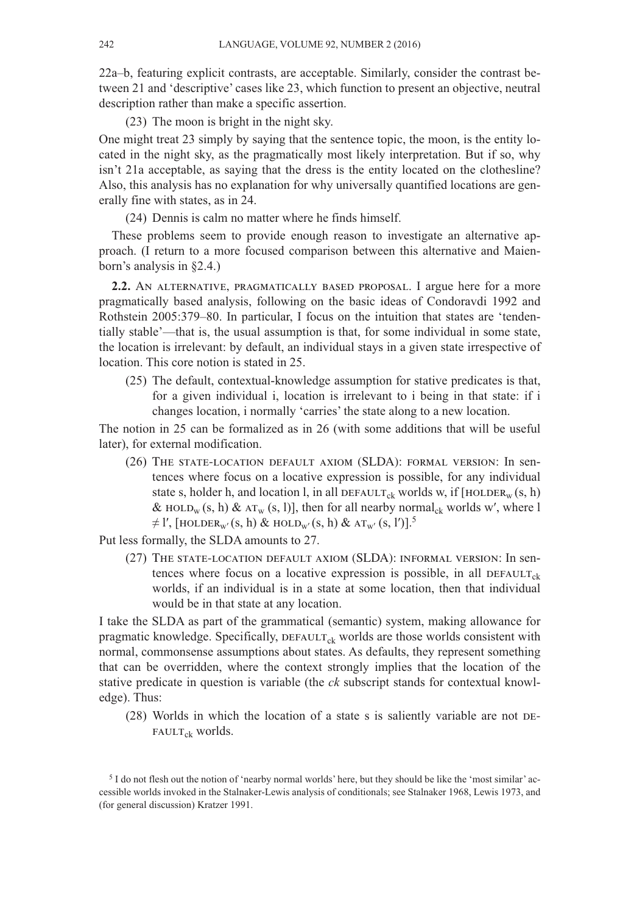22a–b, featuring explicit contrasts, are acceptable. Similarly, consider the contrast between 21 and 'descriptive' cases like 23, which function to present an objective, neutral description rather than make a specific assertion.

(23) The moon is bright in the night sky.

One might treat 23 simply by saying that the sentence topic, the moon, is the entity located in the night sky, as the pragmatically most likely interpretation. But if so, why isn't 21a acceptable, as saying that the dress is the entity located on the clothesline? Also, this analysis has no explanation for why universally quantified locations are generally fine with states, as in 24.

(24) Dennis is calm no matter where he finds himself.

These problems seem to provide enough reason to investigate an alternative approach. (I return to a more focused comparison between this alternative and Maienborn's analysis in §2.4.)

**2.2.** An alternative, pragmatically based proposal. I argue here for a more pragmatically based analysis, following on the basic ideas of Condoravdi 1992 and Rothstein 2005:379–80. In particular, I focus on the intuition that states are 'tendentially stable'—that is, the usual assumption is that, for some individual in some state, the location is irrelevant: by default, an individual stays in a given state irrespective of location. This core notion is stated in 25.

(25) The default, contextual-knowledge assumption for stative predicates is that, for a given individual i, location is irrelevant to i being in that state: if i changes location, i normally 'carries' the state along to a new location.

The notion in 25 can be formalized as in 26 (with some additions that will be useful later), for external modification.

(26) The state-location default axiom (SLDA): formal version: In sentences where focus on a locative expression is possible, for any individual state s, holder h, and location l, in all $\text{DEFAULT}_{ck}$ worlds w, if [$\text{HOLDER}_w$(s, h) & $\text{HOLD}_w$(s, h) & $\text{AT}_w$(s, l)], then for all nearby $\text{normal}_{ck}$ worlds w′, where l ≠ l′, [$\text{HOLDER}_{w'}$(s, h) & $\text{HOLD}_{w'}$(s, h) & $\text{AT}_{w'}$(s, l′)].[5]

Put less formally, the SLDA amounts to 27.

(27) The state-location default axiom (SLDA): informal version: In sentences where focus on a locative expression is possible, in all $\text{DEFAULT}_{ck}$ worlds, if an individual is in a state at some location, then that individual would be in that state at any location.

I take the SLDA as part of the grammatical (semantic) system, making allowance for pragmatic knowledge. Specifically, $\text{DEFAULT}_{ck}$ worlds are those worlds consistent with normal, commonsense assumptions about states. As defaults, they represent something that can be overridden, where the context strongly implies that the location of the stative predicate in question is variable (the *ck* subscript stands for contextual knowledge). Thus:

(28) Worlds in which the location of a state s is saliently variable are not $\text{DEFAULT}_{ck}$ worlds.

[5] I do not flesh out the notion of 'nearby normal worlds' here, but they should be like the 'most similar' accessible worlds invoked in the Stalnaker-Lewis analysis of conditionals; see Stalnaker 1968, Lewis 1973, and (for general discussion) Kratzer 1991.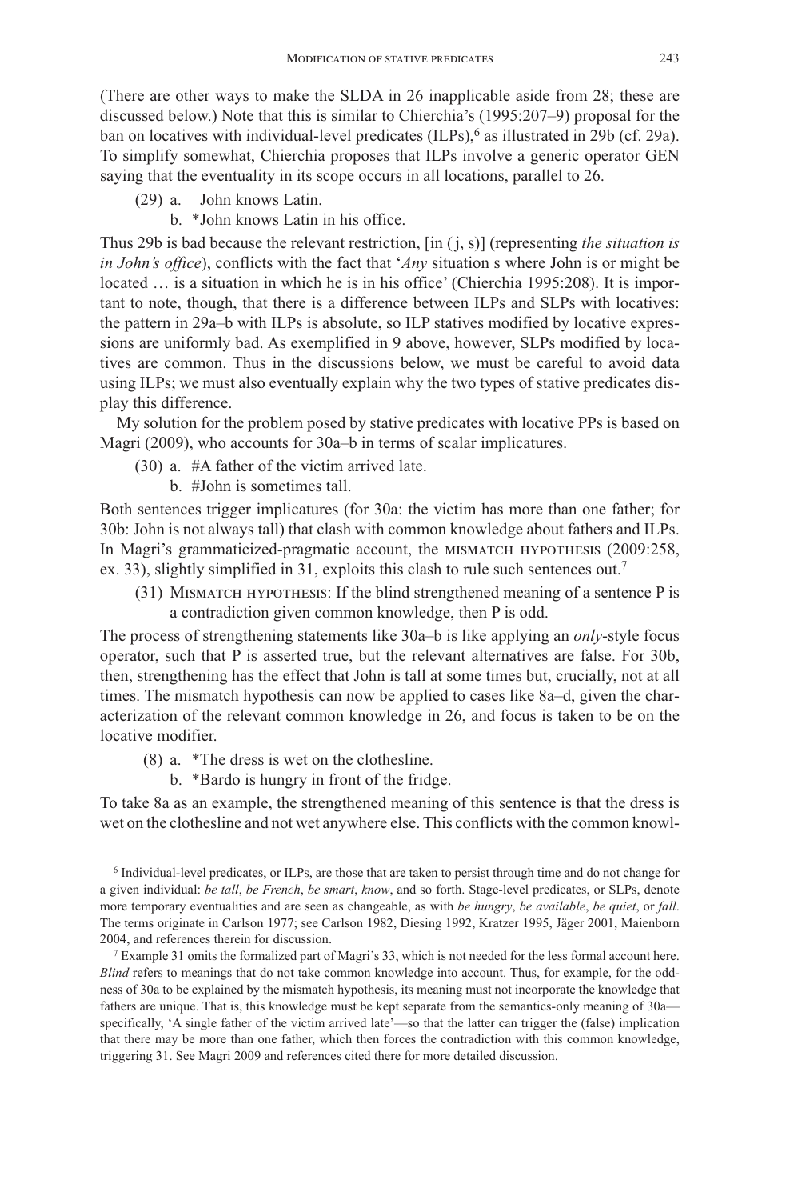(There are other ways to make the SLDA in 26 inapplicable aside from 28; these are discussed below.) Note that this is similar to Chierchia's (1995:207–9) proposal for the ban on locatives with individual-level predicates (ILPs),[6] as illustrated in 29b (cf. 29a). To simplify somewhat, Chierchia proposes that ILPs involve a generic operator GEN saying that the eventuality in its scope occurs in all locations, parallel to 26.

(29) a. John knows Latin.
    b. *John knows Latin in his office.

Thus 29b is bad because the relevant restriction, [in ( j, s)] (representing *the situation is in John's office*), conflicts with the fact that '*Any* situation s where John is or might be located … is a situation in which he is in his office' (Chierchia 1995:208). It is important to note, though, that there is a difference between ILPs and SLPs with locatives: the pattern in 29a–b with ILPs is absolute, so ILP statives modified by locative expressions are uniformly bad. As exemplified in 9 above, however, SLPs modified by locatives are common. Thus in the discussions below, we must be careful to avoid data using ILPs; we must also eventually explain why the two types of stative predicates display this difference.

My solution for the problem posed by stative predicates with locative PPs is based on Magri (2009), who accounts for 30a–b in terms of scalar implicatures.

(30) a. #A father of the victim arrived late.
    b. #John is sometimes tall.

Both sentences trigger implicatures (for 30a: the victim has more than one father; for 30b: John is not always tall) that clash with common knowledge about fathers and ILPs. In Magri's grammaticized-pragmatic account, the MISMATCH HYPOTHESIS (2009:258, ex. 33), slightly simplified in 31, exploits this clash to rule such sentences out.[7]

(31) MISMATCH HYPOTHESIS: If the blind strengthened meaning of a sentence P is a contradiction given common knowledge, then P is odd.

The process of strengthening statements like 30a–b is like applying an *only*-style focus operator, such that P is asserted true, but the relevant alternatives are false. For 30b, then, strengthening has the effect that John is tall at some times but, crucially, not at all times. The mismatch hypothesis can now be applied to cases like 8a–d, given the characterization of the relevant common knowledge in 26, and focus is taken to be on the locative modifier.

(8) a. *The dress is wet on the clothesline.
   b. *Bardo is hungry in front of the fridge.

To take 8a as an example, the strengthened meaning of this sentence is that the dress is wet on the clothesline and not wet anywhere else. This conflicts with the common knowl-

[6] Individual-level predicates, or ILPs, are those that are taken to persist through time and do not change for a given individual: *be tall*, *be French*, *be smart*, *know*, and so forth. Stage-level predicates, or SLPs, denote more temporary eventualities and are seen as changeable, as with *be hungry*, *be available*, *be quiet*, or *fall*. The terms originate in Carlson 1977; see Carlson 1982, Diesing 1992, Kratzer 1995, Jäger 2001, Maienborn 2004, and references therein for discussion.

[7] Example 31 omits the formalized part of Magri's 33, which is not needed for the less formal account here. *Blind* refers to meanings that do not take common knowledge into account. Thus, for example, for the oddness of 30a to be explained by the mismatch hypothesis, its meaning must not incorporate the knowledge that fathers are unique. That is, this knowledge must be kept separate from the semantics-only meaning of 30a—specifically, 'A single father of the victim arrived late'—so that the latter can trigger the (false) implication that there may be more than one father, which then forces the contradiction with this common knowledge, triggering 31. See Magri 2009 and references cited there for more detailed discussion.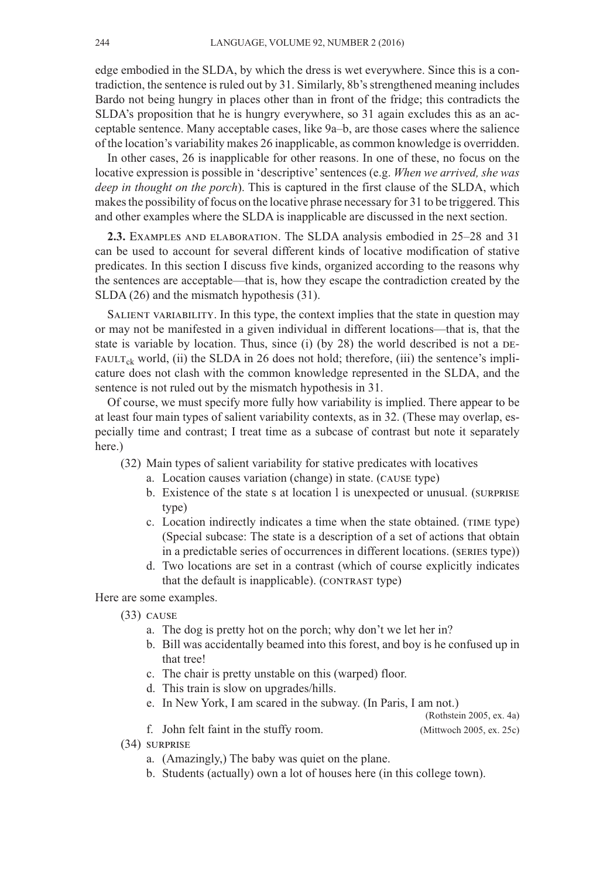edge embodied in the SLDA, by which the dress is wet everywhere. Since this is a contradiction, the sentence is ruled out by 31. Similarly, 8b's strengthened meaning includes Bardo not being hungry in places other than in front of the fridge; this contradicts the SLDA's proposition that he is hungry everywhere, so 31 again excludes this as an acceptable sentence. Many acceptable cases, like 9a–b, are those cases where the salience of the location's variability makes 26 inapplicable, as common knowledge is overridden.

In other cases, 26 is inapplicable for other reasons. In one of these, no focus on the locative expression is possible in 'descriptive' sentences (e.g. *When we arrived, she was deep in thought on the porch*). This is captured in the first clause of the SLDA, which makes the possibility of focus on the locative phrase necessary for 31 to be triggered. This and other examples where the SLDA is inapplicable are discussed in the next section.

**2.3.** Examples and elaboration. The SLDA analysis embodied in 25–28 and 31 can be used to account for several different kinds of locative modification of stative predicates. In this section I discuss five kinds, organized according to the reasons why the sentences are acceptable—that is, how they escape the contradiction created by the SLDA (26) and the mismatch hypothesis (31).

Salient variability. In this type, the context implies that the state in question may or may not be manifested in a given individual in different locations—that is, that the state is variable by location. Thus, since (i) (by 28) the world described is not a $\text{DEFAULT}_{ck}$ world, (ii) the SLDA in 26 does not hold; therefore, (iii) the sentence's implicature does not clash with the common knowledge represented in the SLDA, and the sentence is not ruled out by the mismatch hypothesis in 31.

Of course, we must specify more fully how variability is implied. There appear to be at least four main types of salient variability contexts, as in 32. (These may overlap, especially time and contrast; I treat time as a subcase of contrast but note it separately here.)

(32) Main types of salient variability for stative predicates with locatives
  a. Location causes variation (change) in state. (cause type)
  b. Existence of the state s at location l is unexpected or unusual. (surprise type)
  c. Location indirectly indicates a time when the state obtained. (time type) (Special subcase: The state is a description of a set of actions that obtain in a predictable series of occurrences in different locations. (series type))
  d. Two locations are set in a contrast (which of course explicitly indicates that the default is inapplicable). (contrast type)

Here are some examples.

(33) cause
  a. The dog is pretty hot on the porch; why don't we let her in?
  b. Bill was accidentally beamed into this forest, and boy is he confused up in that tree!
  c. The chair is pretty unstable on this (warped) floor.
  d. This train is slow on upgrades/hills.
  e. In New York, I am scared in the subway. (In Paris, I am not.) (Rothstein 2005, ex. 4a)
  f. John felt faint in the stuffy room. (Mittwoch 2005, ex. 25c)

(34) surprise
  a. (Amazingly,) The baby was quiet on the plane.
  b. Students (actually) own a lot of houses here (in this college town).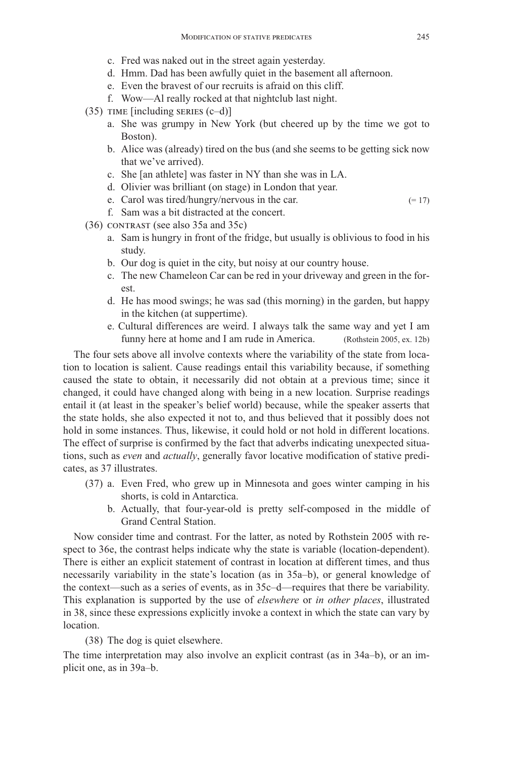c. Fred was naked out in the street again yesterday.

d. Hmm. Dad has been awfully quiet in the basement all afternoon.

e. Even the bravest of our recruits is afraid on this cliff.

f. Wow—Al really rocked at that nightclub last night.

(35) TIME [including SERIES (c–d)]

a. She was grumpy in New York (but cheered up by the time we got to Boston).

b. Alice was (already) tired on the bus (and she seems to be getting sick now that we've arrived).

c. She [an athlete] was faster in NY than she was in LA.

d. Olivier was brilliant (on stage) in London that year.

e. Carol was tired/hungry/nervous in the car. (= 17)

f. Sam was a bit distracted at the concert.

(36) CONTRAST (see also 35a and 35c)

a. Sam is hungry in front of the fridge, but usually is oblivious to food in his study.

b. Our dog is quiet in the city, but noisy at our country house.

c. The new Chameleon Car can be red in your driveway and green in the forest.

d. He has mood swings; he was sad (this morning) in the garden, but happy in the kitchen (at suppertime).

e. Cultural differences are weird. I always talk the same way and yet I am funny here at home and I am rude in America. (Rothstein 2005, ex. 12b)

The four sets above all involve contexts where the variability of the state from location to location is salient. Cause readings entail this variability because, if something caused the state to obtain, it necessarily did not obtain at a previous time; since it changed, it could have changed along with being in a new location. Surprise readings entail it (at least in the speaker's belief world) because, while the speaker asserts that the state holds, she also expected it not to, and thus believed that it possibly does not hold in some instances. Thus, likewise, it could hold or not hold in different locations. The effect of surprise is confirmed by the fact that adverbs indicating unexpected situations, such as *even* and *actually*, generally favor locative modification of stative predicates, as 37 illustrates.

(37) a. Even Fred, who grew up in Minnesota and goes winter camping in his shorts, is cold in Antarctica.

b. Actually, that four-year-old is pretty self-composed in the middle of Grand Central Station.

Now consider time and contrast. For the latter, as noted by Rothstein 2005 with respect to 36e, the contrast helps indicate why the state is variable (location-dependent). There is either an explicit statement of contrast in location at different times, and thus necessarily variability in the state's location (as in 35a–b), or general knowledge of the context—such as a series of events, as in 35c–d—requires that there be variability. This explanation is supported by the use of *elsewhere* or *in other places*, illustrated in 38, since these expressions explicitly invoke a context in which the state can vary by location.

(38) The dog is quiet elsewhere.

The time interpretation may also involve an explicit contrast (as in 34a–b), or an implicit one, as in 39a–b.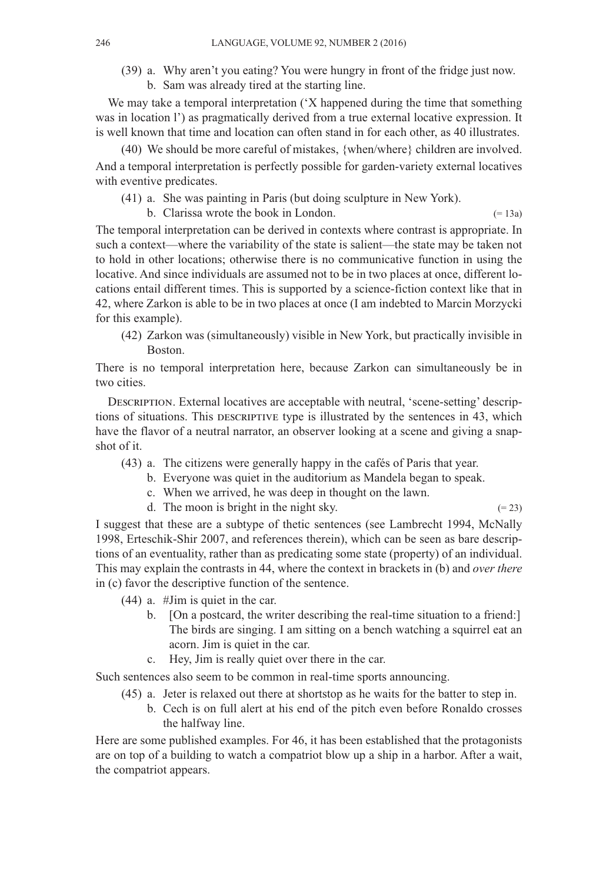(39) a. Why aren't you eating? You were hungry in front of the fridge just now.
     b. Sam was already tired at the starting line.

We may take a temporal interpretation ('X happened during the time that something was in location l') as pragmatically derived from a true external locative expression. It is well known that time and location can often stand in for each other, as 40 illustrates.

(40) We should be more careful of mistakes, {when/where} children are involved.

And a temporal interpretation is perfectly possible for garden-variety external locatives with eventive predicates.

(41) a. She was painting in Paris (but doing sculpture in New York).
     b. Clarissa wrote the book in London. (= 13a)

The temporal interpretation can be derived in contexts where contrast is appropriate. In such a context—where the variability of the state is salient—the state may be taken not to hold in other locations; otherwise there is no communicative function in using the locative. And since individuals are assumed not to be in two places at once, different locations entail different times. This is supported by a science-fiction context like that in 42, where Zarkon is able to be in two places at once (I am indebted to Marcin Morzycki for this example).

(42) Zarkon was (simultaneously) visible in New York, but practically invisible in Boston.

There is no temporal interpretation here, because Zarkon can simultaneously be in two cities.

Description. External locatives are acceptable with neutral, 'scene-setting' descriptions of situations. This descriptive type is illustrated by the sentences in 43, which have the flavor of a neutral narrator, an observer looking at a scene and giving a snapshot of it.

(43) a. The citizens were generally happy in the cafés of Paris that year.
     b. Everyone was quiet in the auditorium as Mandela began to speak.
     c. When we arrived, he was deep in thought on the lawn.
     d. The moon is bright in the night sky. (= 23)

I suggest that these are a subtype of thetic sentences (see Lambrecht 1994, McNally 1998, Erteschik-Shir 2007, and references therein), which can be seen as bare descriptions of an eventuality, rather than as predicating some state (property) of an individual. This may explain the contrasts in 44, where the context in brackets in (b) and *over there* in (c) favor the descriptive function of the sentence.

(44) a. #Jim is quiet in the car.
     b. [On a postcard, the writer describing the real-time situation to a friend:] The birds are singing. I am sitting on a bench watching a squirrel eat an acorn. Jim is quiet in the car.
     c. Hey, Jim is really quiet over there in the car.

Such sentences also seem to be common in real-time sports announcing.

(45) a. Jeter is relaxed out there at shortstop as he waits for the batter to step in.
     b. Cech is on full alert at his end of the pitch even before Ronaldo crosses the halfway line.

Here are some published examples. For 46, it has been established that the protagonists are on top of a building to watch a compatriot blow up a ship in a harbor. After a wait, the compatriot appears.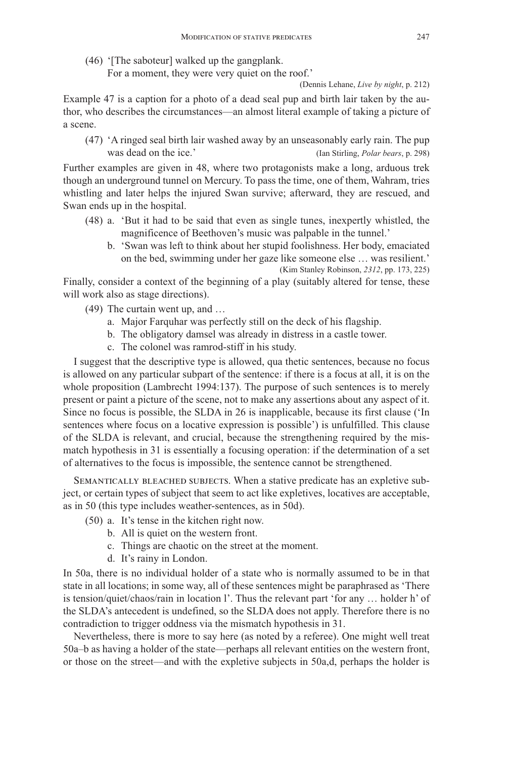(46) '[The saboteur] walked up the gangplank.
For a moment, they were very quiet on the roof.'

(Dennis Lehane, *Live by night*, p. 212)

Example 47 is a caption for a photo of a dead seal pup and birth lair taken by the author, who describes the circumstances—an almost literal example of taking a picture of a scene.

(47) 'A ringed seal birth lair washed away by an unseasonably early rain. The pup was dead on the ice.' (Ian Stirling, *Polar bears*, p. 298)

Further examples are given in 48, where two protagonists make a long, arduous trek though an underground tunnel on Mercury. To pass the time, one of them, Wahram, tries whistling and later helps the injured Swan survive; afterward, they are rescued, and Swan ends up in the hospital.

(48) a. 'But it had to be said that even as single tunes, inexpertly whistled, the magnificence of Beethoven's music was palpable in the tunnel.'

b. 'Swan was left to think about her stupid foolishness. Her body, emaciated on the bed, swimming under her gaze like someone else … was resilient.'

(Kim Stanley Robinson, *2312*, pp. 173, 225)

Finally, consider a context of the beginning of a play (suitably altered for tense, these will work also as stage directions).

(49) The curtain went up, and …

a. Major Farquhar was perfectly still on the deck of his flagship.

b. The obligatory damsel was already in distress in a castle tower.

c. The colonel was ramrod-stiff in his study.

I suggest that the descriptive type is allowed, qua thetic sentences, because no focus is allowed on any particular subpart of the sentence: if there is a focus at all, it is on the whole proposition (Lambrecht 1994:137). The purpose of such sentences is to merely present or paint a picture of the scene, not to make any assertions about any aspect of it. Since no focus is possible, the SLDA in 26 is inapplicable, because its first clause ('In sentences where focus on a locative expression is possible') is unfulfilled. This clause of the SLDA is relevant, and crucial, because the strengthening required by the mismatch hypothesis in 31 is essentially a focusing operation: if the determination of a set of alternatives to the focus is impossible, the sentence cannot be strengthened.

Semantically bleached subjects. When a stative predicate has an expletive subject, or certain types of subject that seem to act like expletives, locatives are acceptable, as in 50 (this type includes weather-sentences, as in 50d).

(50) a. It's tense in the kitchen right now.

b. All is quiet on the western front.

c. Things are chaotic on the street at the moment.

d. It's rainy in London.

In 50a, there is no individual holder of a state who is normally assumed to be in that state in all locations; in some way, all of these sentences might be paraphrased as 'There is tension/quiet/chaos/rain in location l'. Thus the relevant part 'for any … holder h' of the SLDA's antecedent is undefined, so the SLDA does not apply. Therefore there is no contradiction to trigger oddness via the mismatch hypothesis in 31.

Nevertheless, there is more to say here (as noted by a referee). One might well treat 50a–b as having a holder of the state—perhaps all relevant entities on the western front, or those on the street—and with the expletive subjects in 50a,d, perhaps the holder is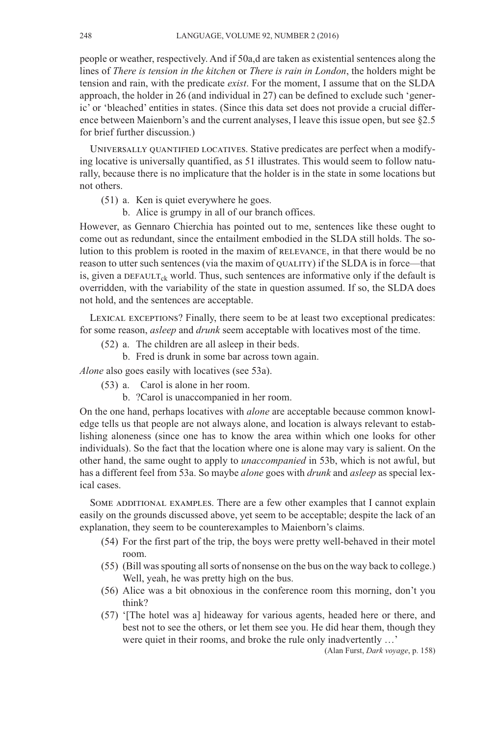people or weather, respectively. And if 50a,d are taken as existential sentences along the lines of *There is tension in the kitchen* or *There is rain in London*, the holders might be tension and rain, with the predicate *exist*. For the moment, I assume that on the SLDA approach, the holder in 26 (and individual in 27) can be defined to exclude such 'generic' or 'bleached' entities in states. (Since this data set does not provide a crucial difference between Maienborn's and the current analyses, I leave this issue open, but see §2.5 for brief further discussion.)

Universally quantified locatives. Stative predicates are perfect when a modifying locative is universally quantified, as 51 illustrates. This would seem to follow naturally, because there is no implicature that the holder is in the state in some locations but not others.

(51) a. Ken is quiet everywhere he goes.
b. Alice is grumpy in all of our branch offices.

However, as Gennaro Chierchia has pointed out to me, sentences like these ought to come out as redundant, since the entailment embodied in the SLDA still holds. The solution to this problem is rooted in the maxim of relevance, in that there would be no reason to utter such sentences (via the maxim of quality) if the SLDA is in force—that is, given a $\text{DEFAULT}_{ck}$ world. Thus, such sentences are informative only if the default is overridden, with the variability of the state in question assumed. If so, the SLDA does not hold, and the sentences are acceptable.

Lexical exceptions? Finally, there seem to be at least two exceptional predicates: for some reason, *asleep* and *drunk* seem acceptable with locatives most of the time.

(52) a. The children are all asleep in their beds.
b. Fred is drunk in some bar across town again.

*Alone* also goes easily with locatives (see 53a).

(53) a. Carol is alone in her room.
b. ?Carol is unaccompanied in her room.

On the one hand, perhaps locatives with *alone* are acceptable because common knowledge tells us that people are not always alone, and location is always relevant to establishing aloneness (since one has to know the area within which one looks for other individuals). So the fact that the location where one is alone may vary is salient. On the other hand, the same ought to apply to *unaccompanied* in 53b, which is not awful, but has a different feel from 53a. So maybe *alone* goes with *drunk* and *asleep* as special lexical cases.

Some additional examples. There are a few other examples that I cannot explain easily on the grounds discussed above, yet seem to be acceptable; despite the lack of an explanation, they seem to be counterexamples to Maienborn's claims.

(54) For the first part of the trip, the boys were pretty well-behaved in their motel room.

(55) (Bill was spouting all sorts of nonsense on the bus on the way back to college.) Well, yeah, he was pretty high on the bus.

(56) Alice was a bit obnoxious in the conference room this morning, don't you think?

(57) '[The hotel was a] hideaway for various agents, headed here or there, and best not to see the others, or let them see you. He did hear them, though they were quiet in their rooms, and broke the rule only inadvertently …'

(Alan Furst, *Dark voyage*, p. 158)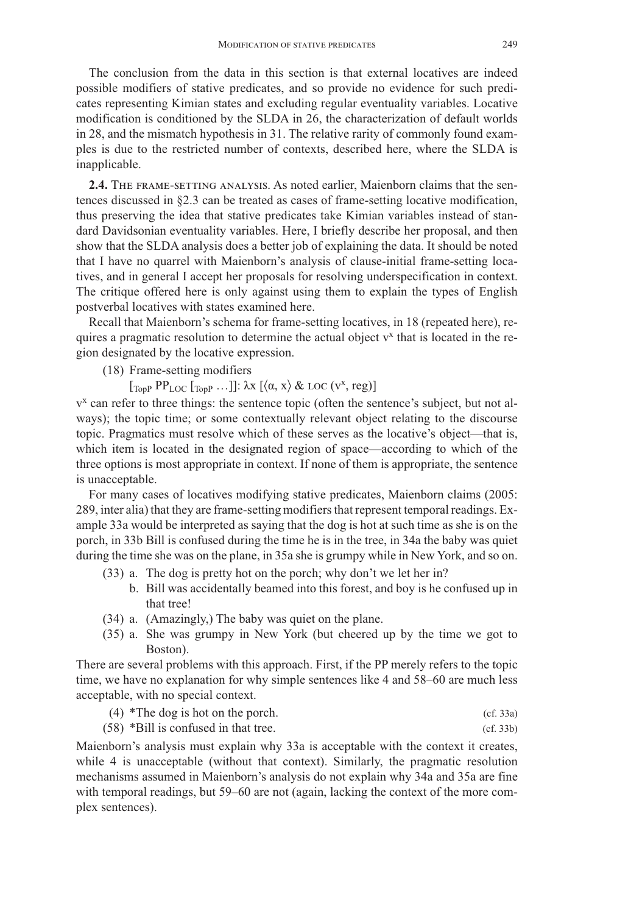The conclusion from the data in this section is that external locatives are indeed possible modifiers of stative predicates, and so provide no evidence for such predicates representing Kimian states and excluding regular eventuality variables. Locative modification is conditioned by the SLDA in 26, the characterization of default worlds in 28, and the mismatch hypothesis in 31. The relative rarity of commonly found examples is due to the restricted number of contexts, described here, where the SLDA is inapplicable.

**2.4.** The frame-setting analysis. As noted earlier, Maienborn claims that the sentences discussed in §2.3 can be treated as cases of frame-setting locative modification, thus preserving the idea that stative predicates take Kimian variables instead of standard Davidsonian eventuality variables. Here, I briefly describe her proposal, and then show that the SLDA analysis does a better job of explaining the data. It should be noted that I have no quarrel with Maienborn's analysis of clause-initial frame-setting locatives, and in general I accept her proposals for resolving underspecification in context. The critique offered here is only against using them to explain the types of English postverbal locatives with states examined here.

Recall that Maienborn's schema for frame-setting locatives, in 18 (repeated here), requires a pragmatic resolution to determine the actual object $v^x$ that is located in the region designated by the locative expression.

(18) Frame-setting modifiers

$[_{\text{TopP}}\ \text{PP}_{\text{LOC}}\ [_{\text{TopP}}\ \ldots]]$: $\lambda x\ [\langle \alpha, x\rangle\ \&\ \textsc{loc}\ (v^x, \text{reg})]$

$v^x$ can refer to three things: the sentence topic (often the sentence's subject, but not always); the topic time; or some contextually relevant object relating to the discourse topic. Pragmatics must resolve which of these serves as the locative's object—that is, which item is located in the designated region of space—according to which of the three options is most appropriate in context. If none of them is appropriate, the sentence is unacceptable.

For many cases of locatives modifying stative predicates, Maienborn claims (2005: 289, inter alia) that they are frame-setting modifiers that represent temporal readings. Example 33a would be interpreted as saying that the dog is hot at such time as she is on the porch, in 33b Bill is confused during the time he is in the tree, in 34a the baby was quiet during the time she was on the plane, in 35a she is grumpy while in New York, and so on.

(33) a. The dog is pretty hot on the porch; why don't we let her in?

b. Bill was accidentally beamed into this forest, and boy is he confused up in that tree!

(34) a. (Amazingly,) The baby was quiet on the plane.

(35) a. She was grumpy in New York (but cheered up by the time we got to Boston).

There are several problems with this approach. First, if the PP merely refers to the topic time, we have no explanation for why simple sentences like 4 and 58–60 are much less acceptable, with no special context.

(4) *The dog is hot on the porch. (cf. 33a)

(58) *Bill is confused in that tree. (cf. 33b)

Maienborn's analysis must explain why 33a is acceptable with the context it creates, while 4 is unacceptable (without that context). Similarly, the pragmatic resolution mechanisms assumed in Maienborn's analysis do not explain why 34a and 35a are fine with temporal readings, but 59–60 are not (again, lacking the context of the more complex sentences).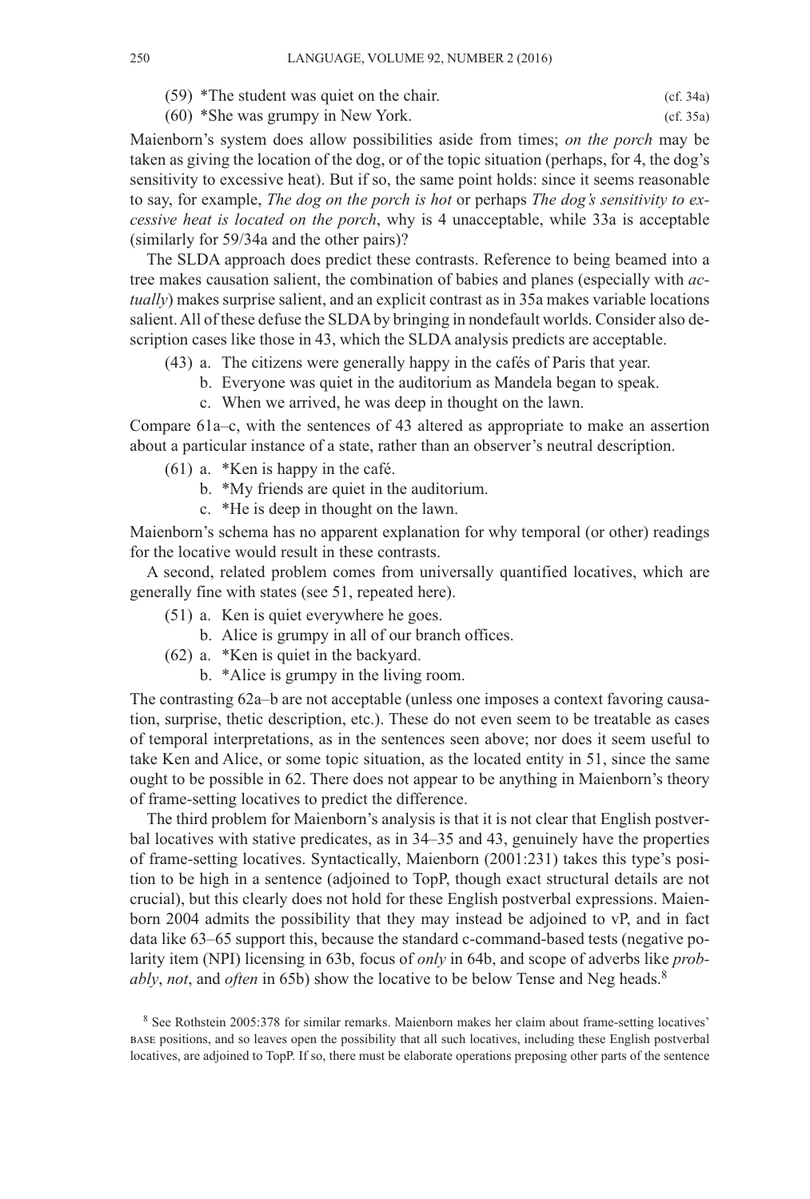(59) *The student was quiet on the chair. (cf. 34a)

(60) *She was grumpy in New York. (cf. 35a)

Maienborn's system does allow possibilities aside from times; *on the porch* may be taken as giving the location of the dog, or of the topic situation (perhaps, for 4, the dog's sensitivity to excessive heat). But if so, the same point holds: since it seems reasonable to say, for example, *The dog on the porch is hot* or perhaps *The dog's sensitivity to excessive heat is located on the porch*, why is 4 unacceptable, while 33a is acceptable (similarly for 59/34a and the other pairs)?

The SLDA approach does predict these contrasts. Reference to being beamed into a tree makes causation salient, the combination of babies and planes (especially with *actually*) makes surprise salient, and an explicit contrast as in 35a makes variable locations salient. All of these defuse the SLDA by bringing in nondefault worlds. Consider also description cases like those in 43, which the SLDA analysis predicts are acceptable.

(43) a. The citizens were generally happy in the cafés of Paris that year.
b. Everyone was quiet in the auditorium as Mandela began to speak.
c. When we arrived, he was deep in thought on the lawn.

Compare 61a–c, with the sentences of 43 altered as appropriate to make an assertion about a particular instance of a state, rather than an observer's neutral description.

(61) a. *Ken is happy in the café.
b. *My friends are quiet in the auditorium.
c. *He is deep in thought on the lawn.

Maienborn's schema has no apparent explanation for why temporal (or other) readings for the locative would result in these contrasts.

A second, related problem comes from universally quantified locatives, which are generally fine with states (see 51, repeated here).

(51) a. Ken is quiet everywhere he goes.
b. Alice is grumpy in all of our branch offices.

(62) a. *Ken is quiet in the backyard.
b. *Alice is grumpy in the living room.

The contrasting 62a–b are not acceptable (unless one imposes a context favoring causation, surprise, thetic description, etc.). These do not even seem to be treatable as cases of temporal interpretations, as in the sentences seen above; nor does it seem useful to take Ken and Alice, or some topic situation, as the located entity in 51, since the same ought to be possible in 62. There does not appear to be anything in Maienborn's theory of frame-setting locatives to predict the difference.

The third problem for Maienborn's analysis is that it is not clear that English postverbal locatives with stative predicates, as in 34–35 and 43, genuinely have the properties of frame-setting locatives. Syntactically, Maienborn (2001:231) takes this type's position to be high in a sentence (adjoined to TopP, though exact structural details are not crucial), but this clearly does not hold for these English postverbal expressions. Maienborn 2004 admits the possibility that they may instead be adjoined to vP, and in fact data like 63–65 support this, because the standard c-command-based tests (negative polarity item (NPI) licensing in 63b, focus of *only* in 64b, and scope of adverbs like *probably*, *not*, and *often* in 65b) show the locative to be below Tense and Neg heads.[8]

[8] See Rothstein 2005:378 for similar remarks. Maienborn makes her claim about frame-setting locatives' BASE positions, and so leaves open the possibility that all such locatives, including these English postverbal locatives, are adjoined to TopP. If so, there must be elaborate operations preposing other parts of the sentence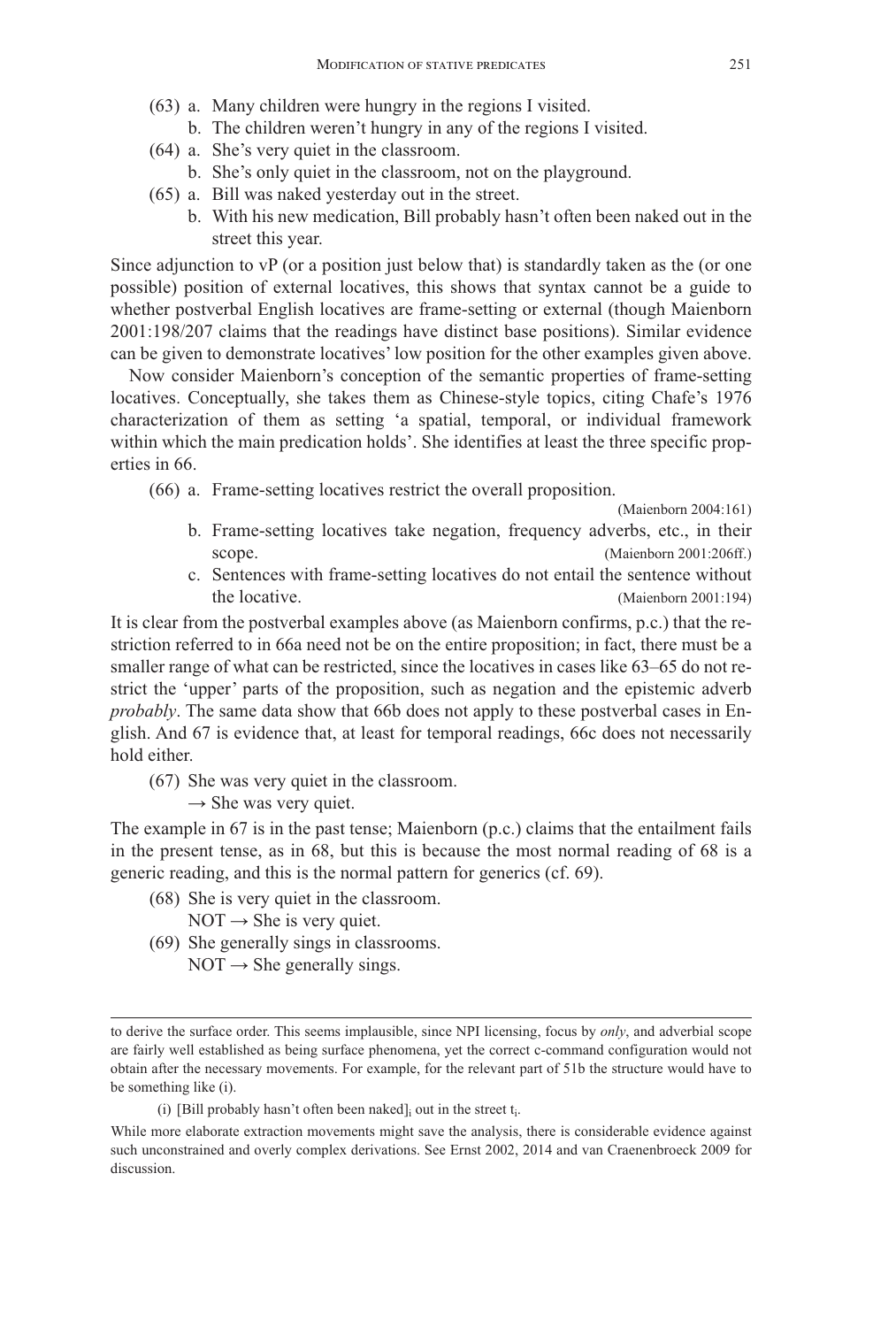(63) a. Many children were hungry in the regions I visited.
     b. The children weren't hungry in any of the regions I visited.

(64) a. She's very quiet in the classroom.
     b. She's only quiet in the classroom, not on the playground.

(65) a. Bill was naked yesterday out in the street.
     b. With his new medication, Bill probably hasn't often been naked out in the street this year.

Since adjunction to vP (or a position just below that) is standardly taken as the (or one possible) position of external locatives, this shows that syntax cannot be a guide to whether postverbal English locatives are frame-setting or external (though Maienborn 2001:198/207 claims that the readings have distinct base positions). Similar evidence can be given to demonstrate locatives' low position for the other examples given above.

Now consider Maienborn's conception of the semantic properties of frame-setting locatives. Conceptually, she takes them as Chinese-style topics, citing Chafe's 1976 characterization of them as setting 'a spatial, temporal, or individual framework within which the main predication holds'. She identifies at least the three specific properties in 66.

(66) a. Frame-setting locatives restrict the overall proposition. (Maienborn 2004:161)
     b. Frame-setting locatives take negation, frequency adverbs, etc., in their scope. (Maienborn 2001:206ff.)
     c. Sentences with frame-setting locatives do not entail the sentence without the locative. (Maienborn 2001:194)

It is clear from the postverbal examples above (as Maienborn confirms, p.c.) that the restriction referred to in 66a need not be on the entire proposition; in fact, there must be a smaller range of what can be restricted, since the locatives in cases like 63–65 do not restrict the 'upper' parts of the proposition, such as negation and the epistemic adverb *probably*. The same data show that 66b does not apply to these postverbal cases in English. And 67 is evidence that, at least for temporal readings, 66c does not necessarily hold either.

(67) She was very quiet in the classroom.
     → She was very quiet.

The example in 67 is in the past tense; Maienborn (p.c.) claims that the entailment fails in the present tense, as in 68, but this is because the most normal reading of 68 is a generic reading, and this is the normal pattern for generics (cf. 69).

(68) She is very quiet in the classroom.
     NOT → She is very quiet.

(69) She generally sings in classrooms.
     NOT → She generally sings.

---

to derive the surface order. This seems implausible, since NPI licensing, focus by *only*, and adverbial scope are fairly well established as being surface phenomena, yet the correct c-command configuration would not obtain after the necessary movements. For example, for the relevant part of 51b the structure would have to be something like (i).

(i) [Bill probably hasn't often been naked]$_i$ out in the street t$_i$.

While more elaborate extraction movements might save the analysis, there is considerable evidence against such unconstrained and overly complex derivations. See Ernst 2002, 2014 and van Craenenbroeck 2009 for discussion.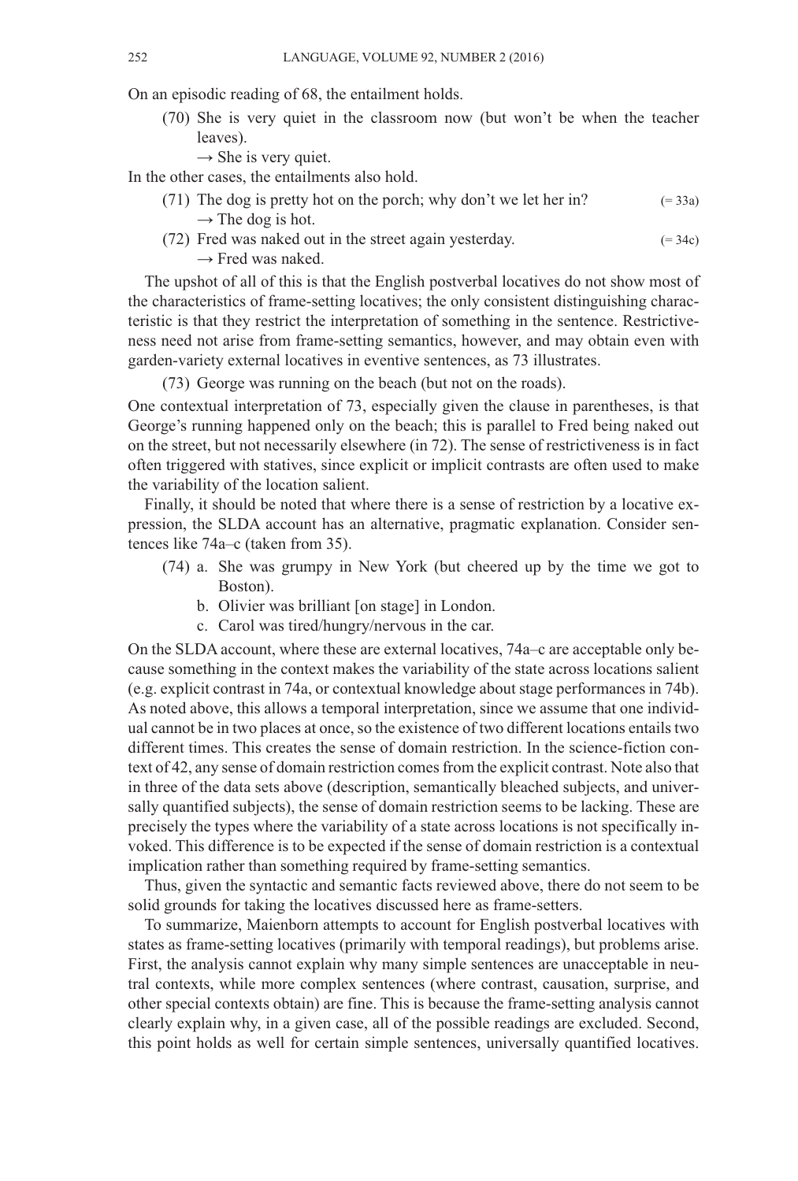On an episodic reading of 68, the entailment holds.

(70) She is very quiet in the classroom now (but won't be when the teacher leaves).
→ She is very quiet.

In the other cases, the entailments also hold.

(71) The dog is pretty hot on the porch; why don't we let her in? (= 33a)
→ The dog is hot.

(72) Fred was naked out in the street again yesterday. (= 34c)
→ Fred was naked.

The upshot of all of this is that the English postverbal locatives do not show most of the characteristics of frame-setting locatives; the only consistent distinguishing characteristic is that they restrict the interpretation of something in the sentence. Restrictiveness need not arise from frame-setting semantics, however, and may obtain even with garden-variety external locatives in eventive sentences, as 73 illustrates.

(73) George was running on the beach (but not on the roads).

One contextual interpretation of 73, especially given the clause in parentheses, is that George's running happened only on the beach; this is parallel to Fred being naked out on the street, but not necessarily elsewhere (in 72). The sense of restrictiveness is in fact often triggered with statives, since explicit or implicit contrasts are often used to make the variability of the location salient.

Finally, it should be noted that where there is a sense of restriction by a locative expression, the SLDA account has an alternative, pragmatic explanation. Consider sentences like 74a–c (taken from 35).

(74) a. She was grumpy in New York (but cheered up by the time we got to Boston).
b. Olivier was brilliant [on stage] in London.
c. Carol was tired/hungry/nervous in the car.

On the SLDA account, where these are external locatives, 74a–c are acceptable only because something in the context makes the variability of the state across locations salient (e.g. explicit contrast in 74a, or contextual knowledge about stage performances in 74b). As noted above, this allows a temporal interpretation, since we assume that one individual cannot be in two places at once, so the existence of two different locations entails two different times. This creates the sense of domain restriction. In the science-fiction context of 42, any sense of domain restriction comes from the explicit contrast. Note also that in three of the data sets above (description, semantically bleached subjects, and universally quantified subjects), the sense of domain restriction seems to be lacking. These are precisely the types where the variability of a state across locations is not specifically invoked. This difference is to be expected if the sense of domain restriction is a contextual implication rather than something required by frame-setting semantics.

Thus, given the syntactic and semantic facts reviewed above, there do not seem to be solid grounds for taking the locatives discussed here as frame-setters.

To summarize, Maienborn attempts to account for English postverbal locatives with states as frame-setting locatives (primarily with temporal readings), but problems arise. First, the analysis cannot explain why many simple sentences are unacceptable in neutral contexts, while more complex sentences (where contrast, causation, surprise, and other special contexts obtain) are fine. This is because the frame-setting analysis cannot clearly explain why, in a given case, all of the possible readings are excluded. Second, this point holds as well for certain simple sentences, universally quantified locatives.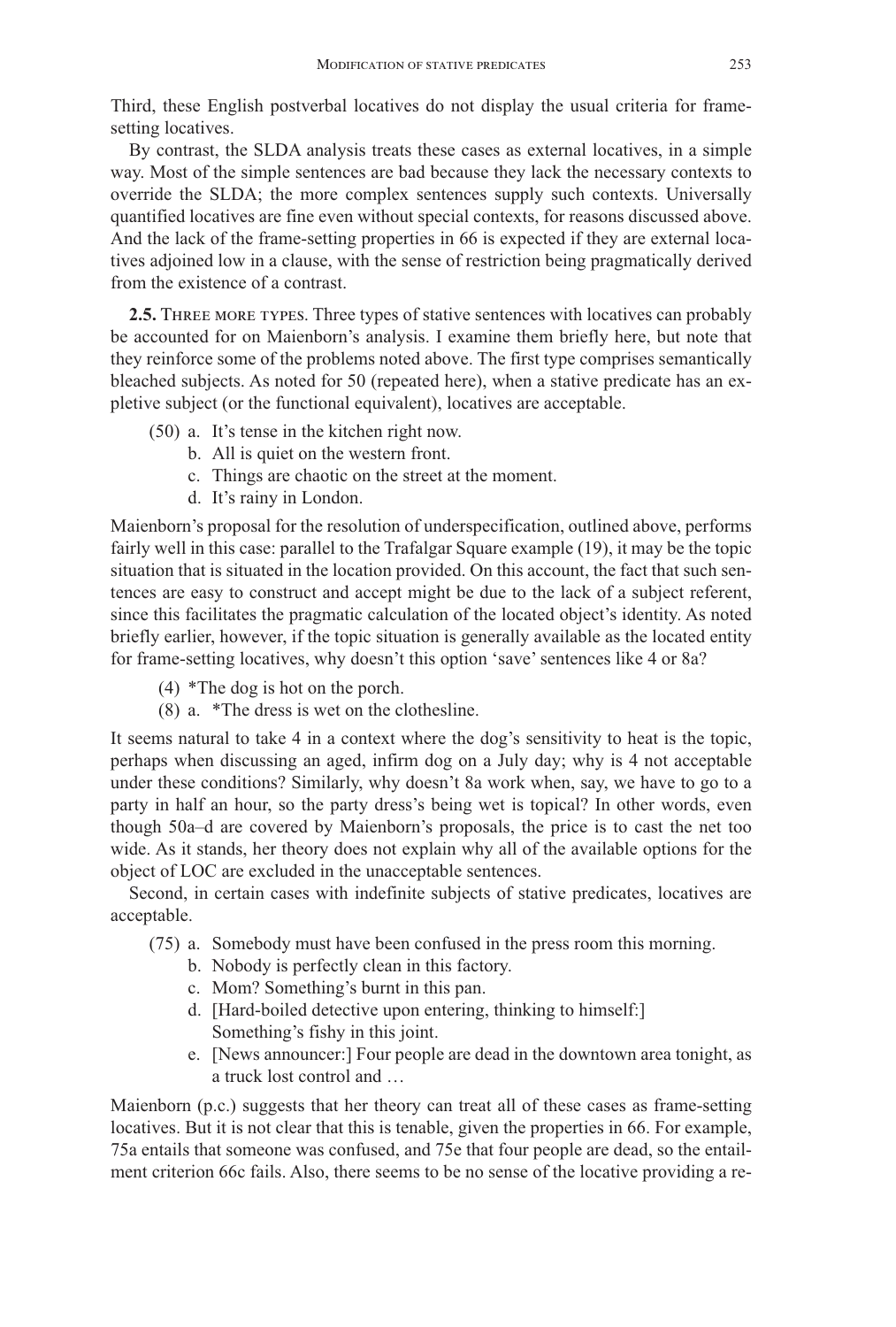Third, these English postverbal locatives do not display the usual criteria for frame-setting locatives.

By contrast, the SLDA analysis treats these cases as external locatives, in a simple way. Most of the simple sentences are bad because they lack the necessary contexts to override the SLDA; the more complex sentences supply such contexts. Universally quantified locatives are fine even without special contexts, for reasons discussed above. And the lack of the frame-setting properties in 66 is expected if they are external locatives adjoined low in a clause, with the sense of restriction being pragmatically derived from the existence of a contrast.

**2.5.** Three more types. Three types of stative sentences with locatives can probably be accounted for on Maienborn's analysis. I examine them briefly here, but note that they reinforce some of the problems noted above. The first type comprises semantically bleached subjects. As noted for 50 (repeated here), when a stative predicate has an expletive subject (or the functional equivalent), locatives are acceptable.

(50) a. It's tense in the kitchen right now.
 b. All is quiet on the western front.
 c. Things are chaotic on the street at the moment.
 d. It's rainy in London.

Maienborn's proposal for the resolution of underspecification, outlined above, performs fairly well in this case: parallel to the Trafalgar Square example (19), it may be the topic situation that is situated in the location provided. On this account, the fact that such sentences are easy to construct and accept might be due to the lack of a subject referent, since this facilitates the pragmatic calculation of the located object's identity. As noted briefly earlier, however, if the topic situation is generally available as the located entity for frame-setting locatives, why doesn't this option 'save' sentences like 4 or 8a?

(4) *The dog is hot on the porch.

(8) a. *The dress is wet on the clothesline.

It seems natural to take 4 in a context where the dog's sensitivity to heat is the topic, perhaps when discussing an aged, infirm dog on a July day; why is 4 not acceptable under these conditions? Similarly, why doesn't 8a work when, say, we have to go to a party in half an hour, so the party dress's being wet is topical? In other words, even though 50a–d are covered by Maienborn's proposals, the price is to cast the net too wide. As it stands, her theory does not explain why all of the available options for the object of LOC are excluded in the unacceptable sentences.

Second, in certain cases with indefinite subjects of stative predicates, locatives are acceptable.

(75) a. Somebody must have been confused in the press room this morning.
 b. Nobody is perfectly clean in this factory.
 c. Mom? Something's burnt in this pan.
 d. [Hard-boiled detective upon entering, thinking to himself:]
 Something's fishy in this joint.
 e. [News announcer:] Four people are dead in the downtown area tonight, as a truck lost control and …

Maienborn (p.c.) suggests that her theory can treat all of these cases as frame-setting locatives. But it is not clear that this is tenable, given the properties in 66. For example, 75a entails that someone was confused, and 75e that four people are dead, so the entailment criterion 66c fails. Also, there seems to be no sense of the locative providing a re-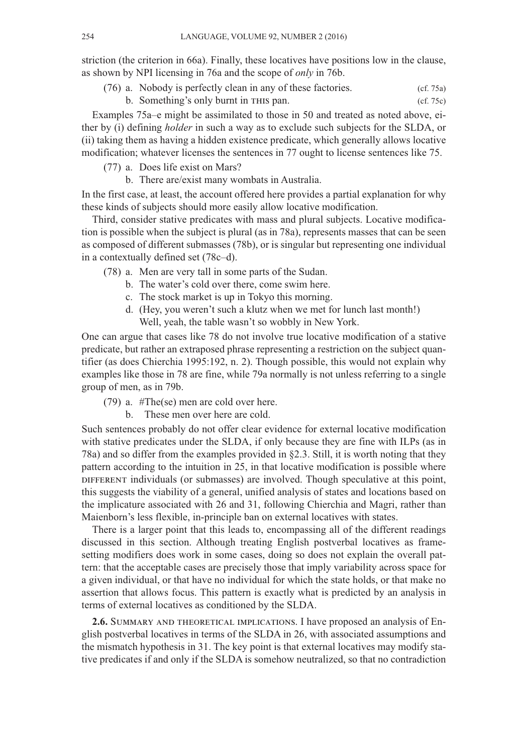striction (the criterion in 66a). Finally, these locatives have positions low in the clause, as shown by NPI licensing in 76a and the scope of *only* in 76b.

(76) a. Nobody is perfectly clean in any of these factories. (cf. 75a)
  b. Something's only burnt in THIS pan. (cf. 75c)

Examples 75a–e might be assimilated to those in 50 and treated as noted above, either by (i) defining *holder* in such a way as to exclude such subjects for the SLDA, or (ii) taking them as having a hidden existence predicate, which generally allows locative modification; whatever licenses the sentences in 77 ought to license sentences like 75.

(77) a. Does life exist on Mars?
  b. There are/exist many wombats in Australia.

In the first case, at least, the account offered here provides a partial explanation for why these kinds of subjects should more easily allow locative modification.

Third, consider stative predicates with mass and plural subjects. Locative modification is possible when the subject is plural (as in 78a), represents masses that can be seen as composed of different submasses (78b), or is singular but representing one individual in a contextually defined set (78c–d).

(78) a. Men are very tall in some parts of the Sudan.
  b. The water's cold over there, come swim here.
  c. The stock market is up in Tokyo this morning.
  d. (Hey, you weren't such a klutz when we met for lunch last month!)
   Well, yeah, the table wasn't so wobbly in New York.

One can argue that cases like 78 do not involve true locative modification of a stative predicate, but rather an extraposed phrase representing a restriction on the subject quantifier (as does Chierchia 1995:192, n. 2). Though possible, this would not explain why examples like those in 78 are fine, while 79a normally is not unless referring to a single group of men, as in 79b.

(79) a. #The(se) men are cold over here.
  b.  These men over here are cold.

Such sentences probably do not offer clear evidence for external locative modification with stative predicates under the SLDA, if only because they are fine with ILPs (as in 78a) and so differ from the examples provided in §2.3. Still, it is worth noting that they pattern according to the intuition in 25, in that locative modification is possible where DIFFERENT individuals (or submasses) are involved. Though speculative at this point, this suggests the viability of a general, unified analysis of states and locations based on the implicature associated with 26 and 31, following Chierchia and Magri, rather than Maienborn's less flexible, in-principle ban on external locatives with states.

There is a larger point that this leads to, encompassing all of the different readings discussed in this section. Although treating English postverbal locatives as frame-setting modifiers does work in some cases, doing so does not explain the overall pattern: that the acceptable cases are precisely those that imply variability across space for a given individual, or that have no individual for which the state holds, or that make no assertion that allows focus. This pattern is exactly what is predicted by an analysis in terms of external locatives as conditioned by the SLDA.

**2.6.** SUMMARY AND THEORETICAL IMPLICATIONS. I have proposed an analysis of English postverbal locatives in terms of the SLDA in 26, with associated assumptions and the mismatch hypothesis in 31. The key point is that external locatives may modify stative predicates if and only if the SLDA is somehow neutralized, so that no contradiction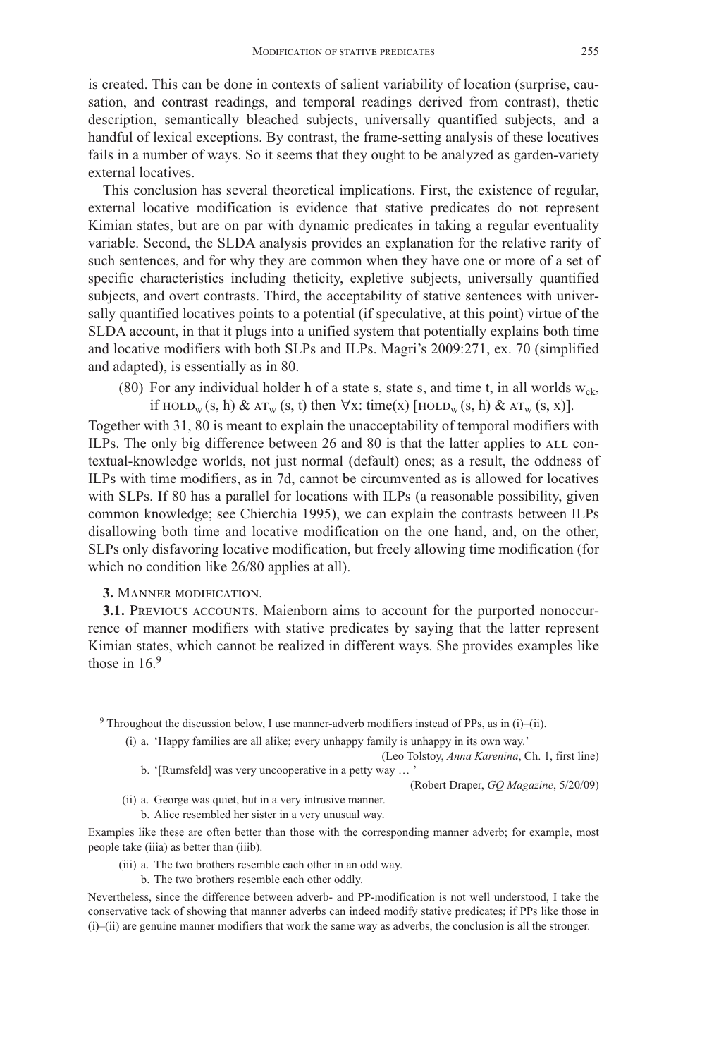is created. This can be done in contexts of salient variability of location (surprise, causation, and contrast readings, and temporal readings derived from contrast), thetic description, semantically bleached subjects, universally quantified subjects, and a handful of lexical exceptions. By contrast, the frame-setting analysis of these locatives fails in a number of ways. So it seems that they ought to be analyzed as garden-variety external locatives.

This conclusion has several theoretical implications. First, the existence of regular, external locative modification is evidence that stative predicates do not represent Kimian states, but are on par with dynamic predicates in taking a regular eventuality variable. Second, the SLDA analysis provides an explanation for the relative rarity of such sentences, and for why they are common when they have one or more of a set of specific characteristics including theticity, expletive subjects, universally quantified subjects, and overt contrasts. Third, the acceptability of stative sentences with universally quantified locatives points to a potential (if speculative, at this point) virtue of the SLDA account, in that it plugs into a unified system that potentially explains both time and locative modifiers with both SLPs and ILPs. Magri's 2009:271, ex. 70 (simplified and adapted), is essentially as in 80.

(80) For any individual holder h of a state s, state s, and time t, in all worlds $w_{ck}$, if $\textsc{hold}_w$ (s, h) & $\textsc{at}_w$ (s, t) then $\forall$x: time(x) [$\textsc{hold}_w$ (s, h) & $\textsc{at}_w$ (s, x)].

Together with 31, 80 is meant to explain the unacceptability of temporal modifiers with ILPs. The only big difference between 26 and 80 is that the latter applies to ALL contextual-knowledge worlds, not just normal (default) ones; as a result, the oddness of ILPs with time modifiers, as in 7d, cannot be circumvented as is allowed for locatives with SLPs. If 80 has a parallel for locations with ILPs (a reasonable possibility, given common knowledge; see Chierchia 1995), we can explain the contrasts between ILPs disallowing both time and locative modification on the one hand, and, on the other, SLPs only disfavoring locative modification, but freely allowing time modification (for which no condition like 26/80 applies at all).

## 3. Manner modification.

**3.1.** Previous accounts. Maienborn aims to account for the purported nonoccurrence of manner modifiers with stative predicates by saying that the latter represent Kimian states, which cannot be realized in different ways. She provides examples like those in 16.[9]

---

[9] Throughout the discussion below, I use manner-adverb modifiers instead of PPs, as in (i)–(ii).

(i) a. 'Happy families are all alike; every unhappy family is unhappy in its own way.'
(Leo Tolstoy, *Anna Karenina*, Ch. 1, first line)
b. '[Rumsfeld] was very uncooperative in a petty way … '
(Robert Draper, *GQ Magazine*, 5/20/09)

(ii) a. George was quiet, but in a very intrusive manner.
b. Alice resembled her sister in a very unusual way.

Examples like these are often better than those with the corresponding manner adverb; for example, most people take (iiia) as better than (iiib).

(iii) a. The two brothers resemble each other in an odd way.
b. The two brothers resemble each other oddly.

Nevertheless, since the difference between adverb- and PP-modification is not well understood, I take the conservative tack of showing that manner adverbs can indeed modify stative predicates; if PPs like those in (i)–(ii) are genuine manner modifiers that work the same way as adverbs, the conclusion is all the stronger.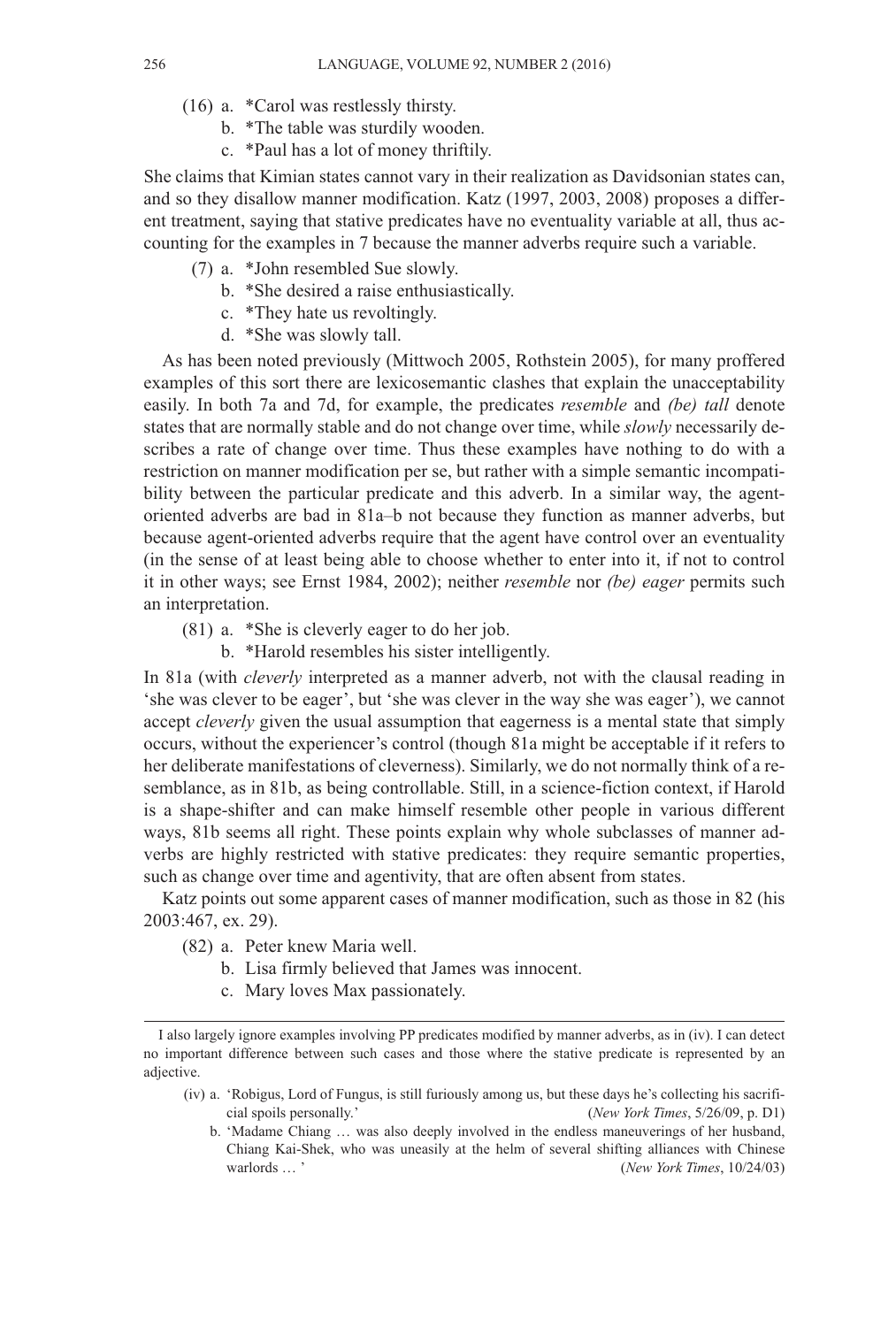(16) a. *Carol was restlessly thirsty.
   b. *The table was sturdily wooden.
   c. *Paul has a lot of money thriftily.

She claims that Kimian states cannot vary in their realization as Davidsonian states can, and so they disallow manner modification. Katz (1997, 2003, 2008) proposes a different treatment, saying that stative predicates have no eventuality variable at all, thus accounting for the examples in 7 because the manner adverbs require such a variable.

(7) a. *John resembled Sue slowly.
   b. *She desired a raise enthusiastically.
   c. *They hate us revoltingly.
   d. *She was slowly tall.

As has been noted previously (Mittwoch 2005, Rothstein 2005), for many proffered examples of this sort there are lexicosemantic clashes that explain the unacceptability easily. In both 7a and 7d, for example, the predicates *resemble* and *(be) tall* denote states that are normally stable and do not change over time, while *slowly* necessarily describes a rate of change over time. Thus these examples have nothing to do with a restriction on manner modification per se, but rather with a simple semantic incompatibility between the particular predicate and this adverb. In a similar way, the agent-oriented adverbs are bad in 81a–b not because they function as manner adverbs, but because agent-oriented adverbs require that the agent have control over an eventuality (in the sense of at least being able to choose whether to enter into it, if not to control it in other ways; see Ernst 1984, 2002); neither *resemble* nor *(be) eager* permits such an interpretation.

(81) a. *She is cleverly eager to do her job.
   b. *Harold resembles his sister intelligently.

In 81a (with *cleverly* interpreted as a manner adverb, not with the clausal reading in 'she was clever to be eager', but 'she was clever in the way she was eager'), we cannot accept *cleverly* given the usual assumption that eagerness is a mental state that simply occurs, without the experiencer's control (though 81a might be acceptable if it refers to her deliberate manifestations of cleverness). Similarly, we do not normally think of a resemblance, as in 81b, as being controllable. Still, in a science-fiction context, if Harold is a shape-shifter and can make himself resemble other people in various different ways, 81b seems all right. These points explain why whole subclasses of manner adverbs are highly restricted with stative predicates: they require semantic properties, such as change over time and agentivity, that are often absent from states.

Katz points out some apparent cases of manner modification, such as those in 82 (his 2003:467, ex. 29).

(82) a. Peter knew Maria well.
   b. Lisa firmly believed that James was innocent.
   c. Mary loves Max passionately.

---

I also largely ignore examples involving PP predicates modified by manner adverbs, as in (iv). I can detect no important difference between such cases and those where the stative predicate is represented by an adjective.

(iv) a. 'Robigus, Lord of Fungus, is still furiously among us, but these days he's collecting his sacrificial spoils personally.' (*New York Times*, 5/26/09, p. D1)
   b. 'Madame Chiang … was also deeply involved in the endless maneuverings of her husband, Chiang Kai-Shek, who was uneasily at the helm of several shifting alliances with Chinese warlords … ' (*New York Times*, 10/24/03)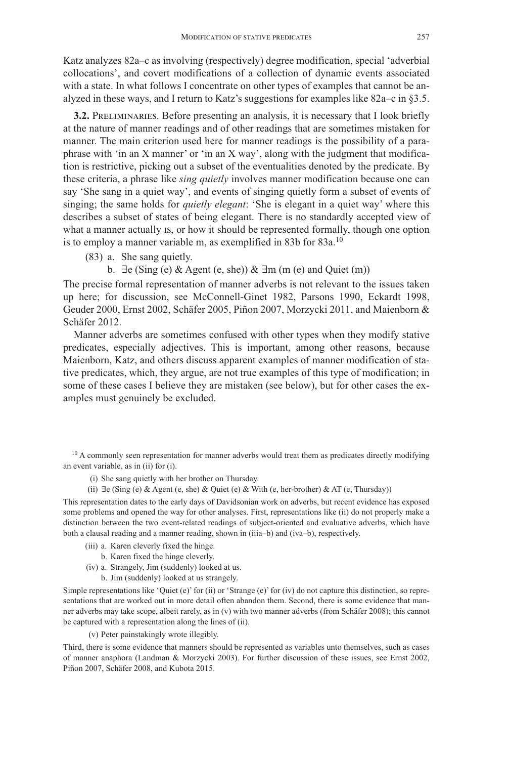Katz analyzes 82a–c as involving (respectively) degree modification, special 'adverbial collocations', and covert modifications of a collection of dynamic events associated with a state. In what follows I concentrate on other types of examples that cannot be analyzed in these ways, and I return to Katz's suggestions for examples like 82a–c in §3.5.

**3.2. Preliminaries.** Before presenting an analysis, it is necessary that I look briefly at the nature of manner readings and of other readings that are sometimes mistaken for manner. The main criterion used here for manner readings is the possibility of a paraphrase with 'in an X manner' or 'in an X way', along with the judgment that modification is restrictive, picking out a subset of the eventualities denoted by the predicate. By these criteria, a phrase like *sing quietly* involves manner modification because one can say 'She sang in a quiet way', and events of singing quietly form a subset of events of singing; the same holds for *quietly elegant*: 'She is elegant in a quiet way' where this describes a subset of states of being elegant. There is no standardly accepted view of what a manner actually IS, or how it should be represented formally, though one option is to employ a manner variable m, as exemplified in 83b for 83a.[10]

(83) a. She sang quietly.

  b. ∃e (Sing (e) & Agent (e, she)) & ∃m (m (e) and Quiet (m))

The precise formal representation of manner adverbs is not relevant to the issues taken up here; for discussion, see McConnell-Ginet 1982, Parsons 1990, Eckardt 1998, Geuder 2000, Ernst 2002, Schäfer 2005, Piñon 2007, Morzycki 2011, and Maienborn & Schäfer 2012.

Manner adverbs are sometimes confused with other types when they modify stative predicates, especially adjectives. This is important, among other reasons, because Maienborn, Katz, and others discuss apparent examples of manner modification of stative predicates, which, they argue, are not true examples of this type of modification; in some of these cases I believe they are mistaken (see below), but for other cases the examples must genuinely be excluded.

---

[10] A commonly seen representation for manner adverbs would treat them as predicates directly modifying an event variable, as in (ii) for (i).

(i) She sang quietly with her brother on Thursday.

(ii) ∃e (Sing (e) & Agent (e, she) & Quiet (e) & With (e, her-brother) & AT (e, Thursday))

This representation dates to the early days of Davidsonian work on adverbs, but recent evidence has exposed some problems and opened the way for other analyses. First, representations like (ii) do not properly make a distinction between the two event-related readings of subject-oriented and evaluative adverbs, which have both a clausal reading and a manner reading, shown in (iiia–b) and (iva–b), respectively.

(iii) a. Karen cleverly fixed the hinge.

  b. Karen fixed the hinge cleverly.

(iv) a. Strangely, Jim (suddenly) looked at us.

  b. Jim (suddenly) looked at us strangely.

Simple representations like 'Quiet (e)' for (ii) or 'Strange (e)' for (iv) do not capture this distinction, so representations that are worked out in more detail often abandon them. Second, there is some evidence that manner adverbs may take scope, albeit rarely, as in (v) with two manner adverbs (from Schäfer 2008); this cannot be captured with a representation along the lines of (ii).

(v) Peter painstakingly wrote illegibly.

Third, there is some evidence that manners should be represented as variables unto themselves, such as cases of manner anaphora (Landman & Morzycki 2003). For further discussion of these issues, see Ernst 2002, Piñon 2007, Schäfer 2008, and Kubota 2015.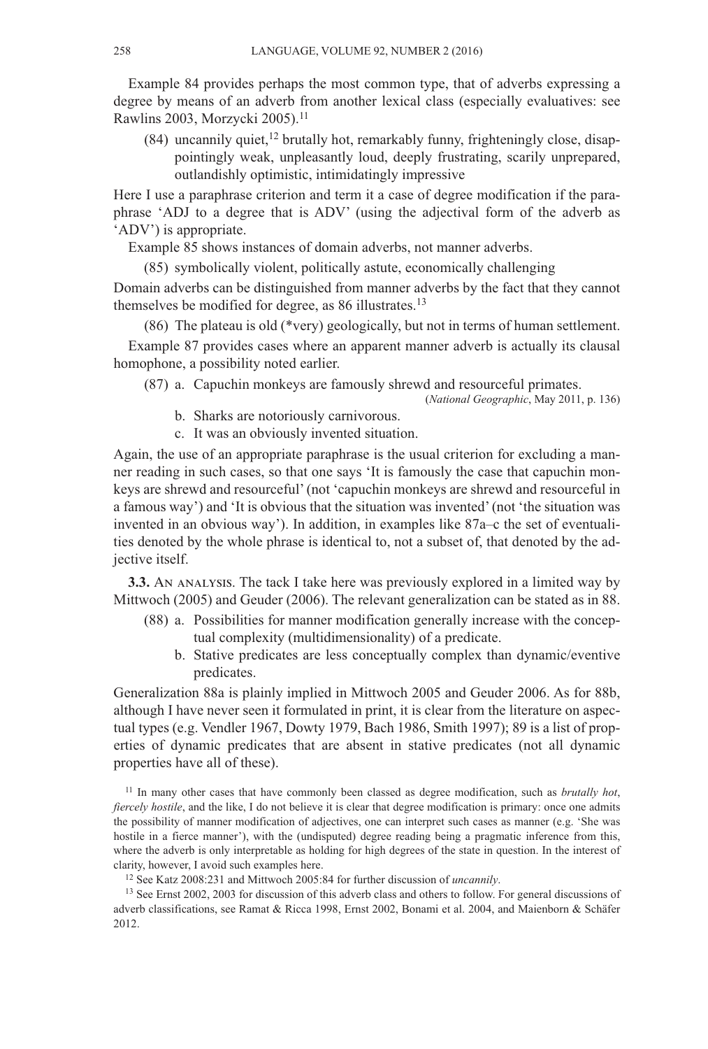Example 84 provides perhaps the most common type, that of adverbs expressing a degree by means of an adverb from another lexical class (especially evaluatives: see Rawlins 2003, Morzycki 2005).[11]

(84) uncannily quiet,[12] brutally hot, remarkably funny, frighteningly close, disappointingly weak, unpleasantly loud, deeply frustrating, scarily unprepared, outlandishly optimistic, intimidatingly impressive

Here I use a paraphrase criterion and term it a case of degree modification if the paraphrase 'ADJ to a degree that is ADV' (using the adjectival form of the adverb as 'ADV') is appropriate.

Example 85 shows instances of domain adverbs, not manner adverbs.

(85) symbolically violent, politically astute, economically challenging

Domain adverbs can be distinguished from manner adverbs by the fact that they cannot themselves be modified for degree, as 86 illustrates.[13]

(86) The plateau is old (*very) geologically, but not in terms of human settlement.

Example 87 provides cases where an apparent manner adverb is actually its clausal homophone, a possibility noted earlier.

(87) a. Capuchin monkeys are famously shrewd and resourceful primates. (*National Geographic*, May 2011, p. 136)
b. Sharks are notoriously carnivorous.
c. It was an obviously invented situation.

Again, the use of an appropriate paraphrase is the usual criterion for excluding a manner reading in such cases, so that one says 'It is famously the case that capuchin monkeys are shrewd and resourceful' (not 'capuchin monkeys are shrewd and resourceful in a famous way') and 'It is obvious that the situation was invented' (not 'the situation was invented in an obvious way'). In addition, in examples like 87a–c the set of eventualities denoted by the whole phrase is identical to, not a subset of, that denoted by the adjective itself.

**3.3.** An analysis. The tack I take here was previously explored in a limited way by Mittwoch (2005) and Geuder (2006). The relevant generalization can be stated as in 88.

(88) a. Possibilities for manner modification generally increase with the conceptual complexity (multidimensionality) of a predicate.
b. Stative predicates are less conceptually complex than dynamic/eventive predicates.

Generalization 88a is plainly implied in Mittwoch 2005 and Geuder 2006. As for 88b, although I have never seen it formulated in print, it is clear from the literature on aspectual types (e.g. Vendler 1967, Dowty 1979, Bach 1986, Smith 1997); 89 is a list of properties of dynamic predicates that are absent in stative predicates (not all dynamic properties have all of these).

[11] In many other cases that have commonly been classed as degree modification, such as *brutally hot*, *fiercely hostile*, and the like, I do not believe it is clear that degree modification is primary: once one admits the possibility of manner modification of adjectives, one can interpret such cases as manner (e.g. 'She was hostile in a fierce manner'), with the (undisputed) degree reading being a pragmatic inference from this, where the adverb is only interpretable as holding for high degrees of the state in question. In the interest of clarity, however, I avoid such examples here.

[12] See Katz 2008:231 and Mittwoch 2005:84 for further discussion of *uncannily*.

[13] See Ernst 2002, 2003 for discussion of this adverb class and others to follow. For general discussions of adverb classifications, see Ramat & Ricca 1998, Ernst 2002, Bonami et al. 2004, and Maienborn & Schäfer 2012.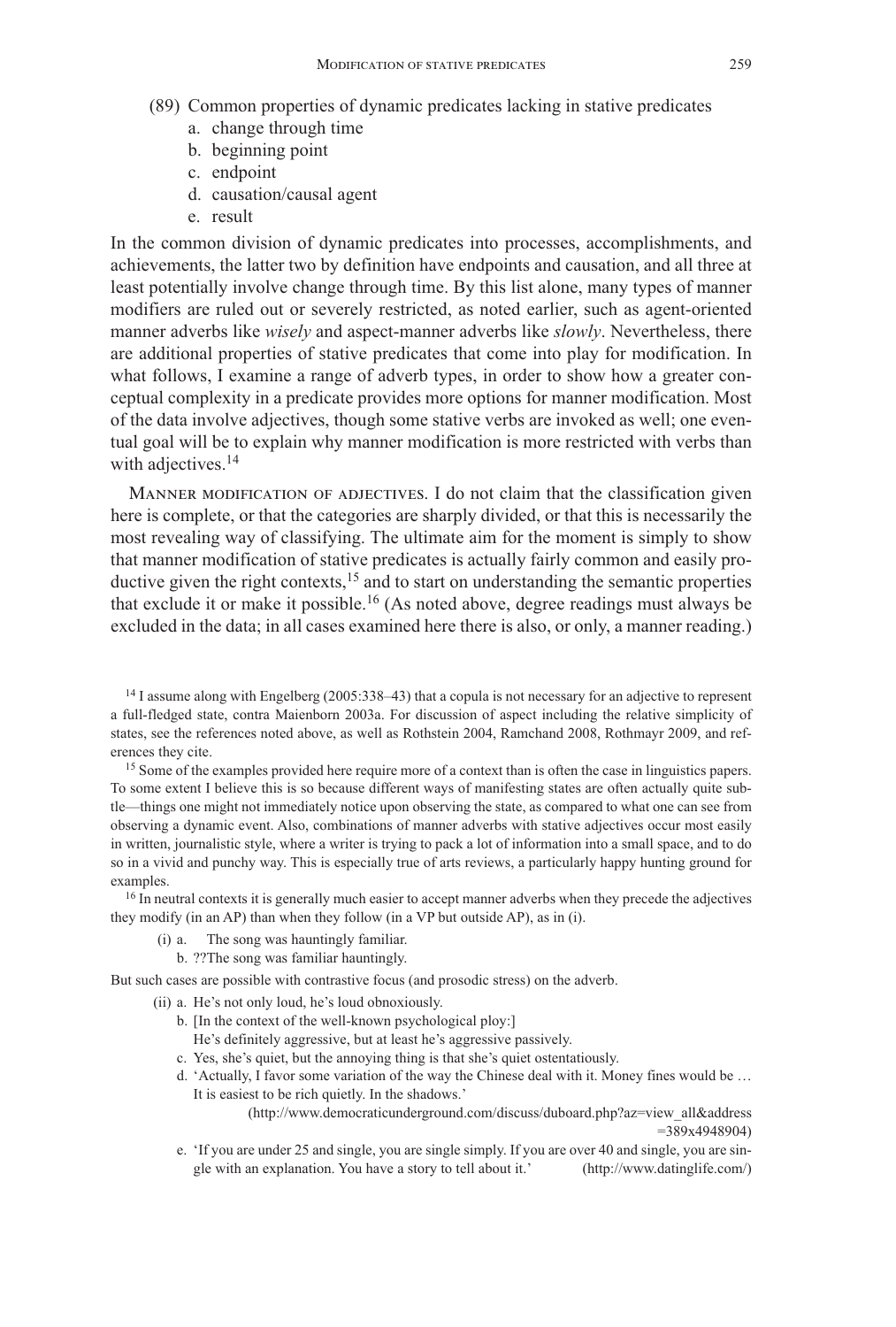(89) Common properties of dynamic predicates lacking in stative predicates

  a. change through time
  b. beginning point
  c. endpoint
  d. causation/causal agent
  e. result

In the common division of dynamic predicates into processes, accomplishments, and achievements, the latter two by definition have endpoints and causation, and all three at least potentially involve change through time. By this list alone, many types of manner modifiers are ruled out or severely restricted, as noted earlier, such as agent-oriented manner adverbs like *wisely* and aspect-manner adverbs like *slowly*. Nevertheless, there are additional properties of stative predicates that come into play for modification. In what follows, I examine a range of adverb types, in order to show how a greater conceptual complexity in a predicate provides more options for manner modification. Most of the data involve adjectives, though some stative verbs are invoked as well; one eventual goal will be to explain why manner modification is more restricted with verbs than with adjectives.[14]

Manner modification of adjectives. I do not claim that the classification given here is complete, or that the categories are sharply divided, or that this is necessarily the most revealing way of classifying. The ultimate aim for the moment is simply to show that manner modification of stative predicates is actually fairly common and easily productive given the right contexts,[15] and to start on understanding the semantic properties that exclude it or make it possible.[16] (As noted above, degree readings must always be excluded in the data; in all cases examined here there is also, or only, a manner reading.)

---

[14] I assume along with Engelberg (2005:338–43) that a copula is not necessary for an adjective to represent a full-fledged state, contra Maienborn 2003a. For discussion of aspect including the relative simplicity of states, see the references noted above, as well as Rothstein 2004, Ramchand 2008, Rothmayr 2009, and references they cite.

[15] Some of the examples provided here require more of a context than is often the case in linguistics papers. To some extent I believe this is so because different ways of manifesting states are often actually quite subtle—things one might not immediately notice upon observing the state, as compared to what one can see from observing a dynamic event. Also, combinations of manner adverbs with stative adjectives occur most easily in written, journalistic style, where a writer is trying to pack a lot of information into a small space, and to do so in a vivid and punchy way. This is especially true of arts reviews, a particularly happy hunting ground for examples.

[16] In neutral contexts it is generally much easier to accept manner adverbs when they precede the adjectives they modify (in an AP) than when they follow (in a VP but outside AP), as in (i).

(i) a. The song was hauntingly familiar.
  b. ??The song was familiar hauntingly.

But such cases are possible with contrastive focus (and prosodic stress) on the adverb.

(ii) a. He's not only loud, he's loud obnoxiously.
  b. [In the context of the well-known psychological ploy:]
   He's definitely aggressive, but at least he's aggressive passively.
  c. Yes, she's quiet, but the annoying thing is that she's quiet ostentatiously.
  d. 'Actually, I favor some variation of the way the Chinese deal with it. Money fines would be … It is easiest to be rich quietly. In the shadows.'
   (http://www.democraticunderground.com/discuss/duboard.php?az=view_all&address=389x4948904)
  e. 'If you are under 25 and single, you are single simply. If you are over 40 and single, you are single with an explanation. You have a story to tell about it.' (http://www.datinglife.com/)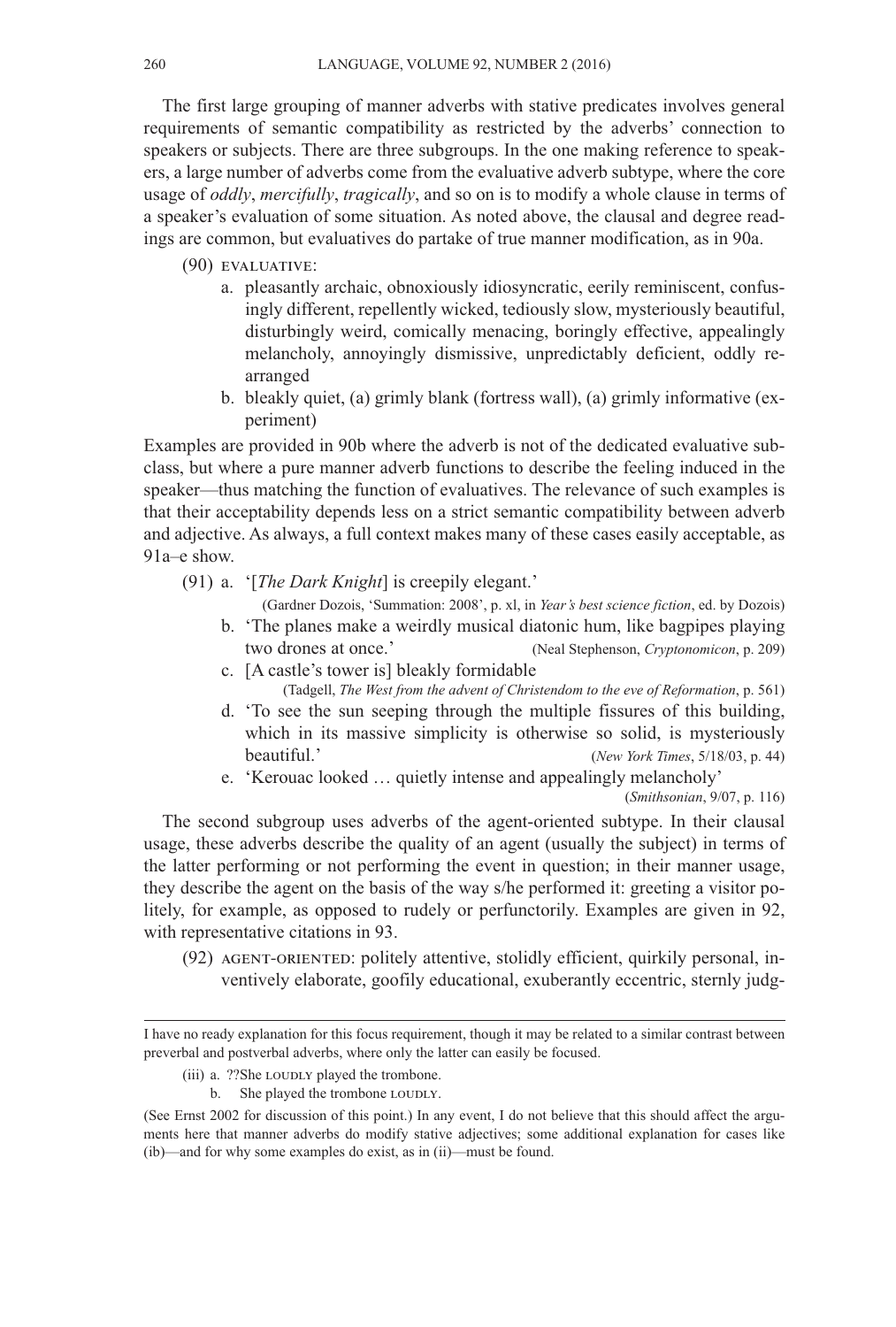The first large grouping of manner adverbs with stative predicates involves general requirements of semantic compatibility as restricted by the adverbs' connection to speakers or subjects. There are three subgroups. In the one making reference to speakers, a large number of adverbs come from the evaluative adverb subtype, where the core usage of *oddly*, *mercifully*, *tragically*, and so on is to modify a whole clause in terms of a speaker's evaluation of some situation. As noted above, the clausal and degree readings are common, but evaluatives do partake of true manner modification, as in 90a.

(90) EVALUATIVE:

a. pleasantly archaic, obnoxiously idiosyncratic, eerily reminiscent, confusingly different, repellently wicked, tediously slow, mysteriously beautiful, disturbingly weird, comically menacing, boringly effective, appealingly melancholy, annoyingly dismissive, unpredictably deficient, oddly rearranged

b. bleakly quiet, (a) grimly blank (fortress wall), (a) grimly informative (experiment)

Examples are provided in 90b where the adverb is not of the dedicated evaluative subclass, but where a pure manner adverb functions to describe the feeling induced in the speaker—thus matching the function of evaluatives. The relevance of such examples is that their acceptability depends less on a strict semantic compatibility between adverb and adjective. As always, a full context makes many of these cases easily acceptable, as 91a–e show.

(91) a. '[*The Dark Knight*] is creepily elegant.'
(Gardner Dozois, 'Summation: 2008', p. xl, in *Year's best science fiction*, ed. by Dozois)

b. 'The planes make a weirdly musical diatonic hum, like bagpipes playing two drones at once.' (Neal Stephenson, *Cryptonomicon*, p. 209)

c. [A castle's tower is] bleakly formidable
(Tadgell, *The West from the advent of Christendom to the eve of Reformation*, p. 561)

d. 'To see the sun seeping through the multiple fissures of this building, which in its massive simplicity is otherwise so solid, is mysteriously beautiful.' (*New York Times*, 5/18/03, p. 44)

e. 'Kerouac looked … quietly intense and appealingly melancholy'
(*Smithsonian*, 9/07, p. 116)

The second subgroup uses adverbs of the agent-oriented subtype. In their clausal usage, these adverbs describe the quality of an agent (usually the subject) in terms of the latter performing or not performing the event in question; in their manner usage, they describe the agent on the basis of the way s/he performed it: greeting a visitor politely, for example, as opposed to rudely or perfunctorily. Examples are given in 92, with representative citations in 93.

(92) AGENT-ORIENTED: politely attentive, stolidly efficient, quirkily personal, inventively elaborate, goofily educational, exuberantly eccentric, sternly judg-

---

I have no ready explanation for this focus requirement, though it may be related to a similar contrast between preverbal and postverbal adverbs, where only the latter can easily be focused.

(iii) a. ??She LOUDLY played the trombone.

b. She played the trombone LOUDLY.

(See Ernst 2002 for discussion of this point.) In any event, I do not believe that this should affect the arguments here that manner adverbs do modify stative adjectives; some additional explanation for cases like (ib)—and for why some examples do exist, as in (ii)—must be found.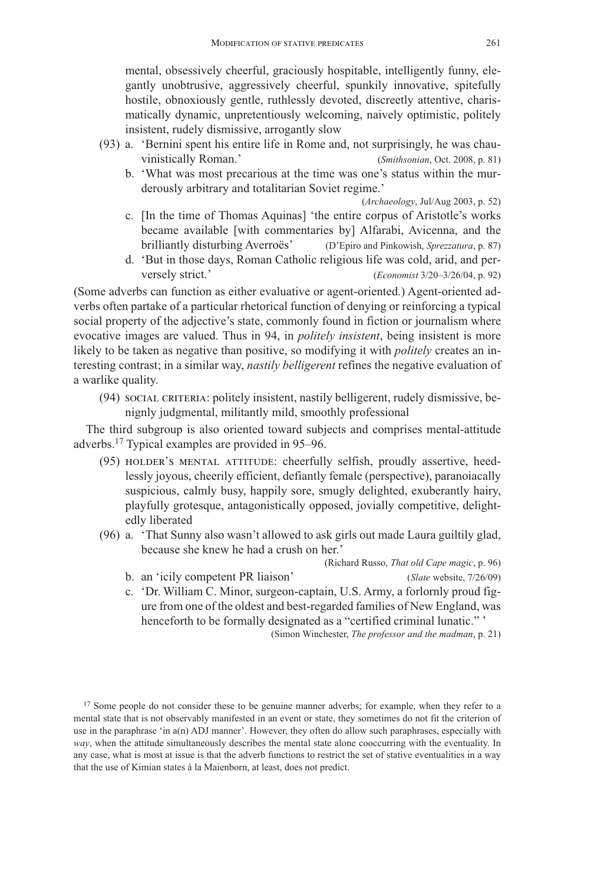mental, obsessively cheerful, graciously hospitable, intelligently funny, elegantly unobtrusive, aggressively cheerful, spunkily innovative, spitefully hostile, obnoxiously gentle, ruthlessly devoted, discreetly attentive, charismatically dynamic, unpretentiously welcoming, naively optimistic, politely insistent, rudely dismissive, arrogantly slow

(93) a. 'Bernini spent his entire life in Rome and, not surprisingly, he was chauvinistically Roman.' (*Smithsonian*, Oct. 2008, p. 81)

b. 'What was most precarious at the time was one's status within the murderously arbitrary and totalitarian Soviet regime.' (*Archaeology*, Jul/Aug 2003, p. 52)

c. [In the time of Thomas Aquinas] 'the entire corpus of Aristotle's works became available [with commentaries by] Alfarabi, Avicenna, and the brilliantly disturbing Averroës' (D'Epiro and Pinkowish, *Sprezzatura*, p. 87)

d. 'But in those days, Roman Catholic religious life was cold, arid, and perversely strict.' (*Economist* 3/20–3/26/04, p. 92)

(Some adverbs can function as either evaluative or agent-oriented.) Agent-oriented adverbs often partake of a particular rhetorical function of denying or reinforcing a typical social property of the adjective's state, commonly found in fiction or journalism where evocative images are valued. Thus in 94, in *politely insistent*, being insistent is more likely to be taken as negative than positive, so modifying it with *politely* creates an interesting contrast; in a similar way, *nastily belligerent* refines the negative evaluation of a warlike quality.

(94) SOCIAL CRITERIA: politely insistent, nastily belligerent, rudely dismissive, benignly judgmental, militantly mild, smoothly professional

The third subgroup is also oriented toward subjects and comprises mental-attitude adverbs.[17] Typical examples are provided in 95–96.

(95) HOLDER'S MENTAL ATTITUDE: cheerfully selfish, proudly assertive, heedlessly joyous, cheerily efficient, defiantly female (perspective), paranoiacally suspicious, calmly busy, happily sore, smugly delighted, exuberantly hairy, playfully grotesque, antagonistically opposed, jovially competitive, delightedly liberated

(96) a. 'That Sunny also wasn't allowed to ask girls out made Laura guiltily glad, because she knew he had a crush on her.' (Richard Russo, *That old Cape magic*, p. 96)

b. an 'icily competent PR liaison' (*Slate* website, 7/26/09)

c. 'Dr. William C. Minor, surgeon-captain, U.S. Army, a forlornly proud figure from one of the oldest and best-regarded families of New England, was henceforth to be formally designated as a "certified criminal lunatic." ' (Simon Winchester, *The professor and the madman*, p. 21)

[17] Some people do not consider these to be genuine manner adverbs; for example, when they refer to a mental state that is not observably manifested in an event or state, they sometimes do not fit the criterion of use in the paraphrase 'in a(n) ADJ manner'. However, they often do allow such paraphrases, especially with *way*, when the attitude simultaneously describes the mental state alone cooccurring with the eventuality. In any case, what is most at issue is that the adverb functions to restrict the set of stative eventualities in a way that the use of Kimian states à la Maienborn, at least, does not predict.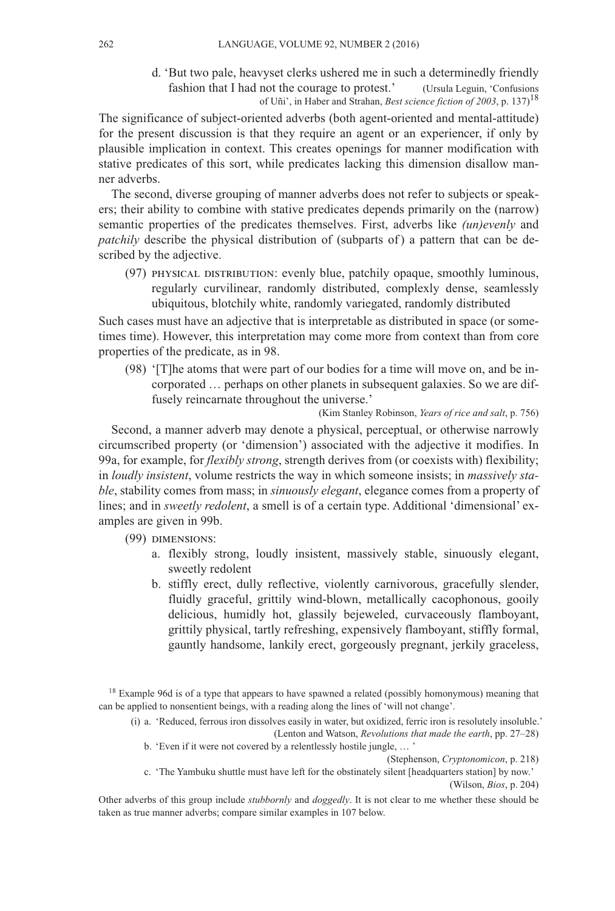d. 'But two pale, heavyset clerks ushered me in such a determinedly friendly fashion that I had not the courage to protest.' (Ursula Leguin, 'Confusions of Uñi', in Haber and Strahan, *Best science fiction of 2003*, p. 137)[18]

The significance of subject-oriented adverbs (both agent-oriented and mental-attitude) for the present discussion is that they require an agent or an experiencer, if only by plausible implication in context. This creates openings for manner modification with stative predicates of this sort, while predicates lacking this dimension disallow manner adverbs.

The second, diverse grouping of manner adverbs does not refer to subjects or speakers; their ability to combine with stative predicates depends primarily on the (narrow) semantic properties of the predicates themselves. First, adverbs like *(un)evenly* and *patchily* describe the physical distribution of (subparts of) a pattern that can be described by the adjective.

(97) PHYSICAL DISTRIBUTION: evenly blue, patchily opaque, smoothly luminous, regularly curvilinear, randomly distributed, complexly dense, seamlessly ubiquitous, blotchily white, randomly variegated, randomly distributed

Such cases must have an adjective that is interpretable as distributed in space (or sometimes time). However, this interpretation may come more from context than from core properties of the predicate, as in 98.

(98) '[T]he atoms that were part of our bodies for a time will move on, and be incorporated … perhaps on other planets in subsequent galaxies. So we are diffusely reincarnate throughout the universe.' (Kim Stanley Robinson, *Years of rice and salt*, p. 756)

Second, a manner adverb may denote a physical, perceptual, or otherwise narrowly circumscribed property (or 'dimension') associated with the adjective it modifies. In 99a, for example, for *flexibly strong*, strength derives from (or coexists with) flexibility; in *loudly insistent*, volume restricts the way in which someone insists; in *massively stable*, stability comes from mass; in *sinuously elegant*, elegance comes from a property of lines; and in *sweetly redolent*, a smell is of a certain type. Additional 'dimensional' examples are given in 99b.

(99) DIMENSIONS:

a. flexibly strong, loudly insistent, massively stable, sinuously elegant, sweetly redolent

b. stiffly erect, dully reflective, violently carnivorous, gracefully slender, fluidly graceful, grittily wind-blown, metallically cacophonous, gooily delicious, humidly hot, glassily bejeweled, curvaceously flamboyant, grittily physical, tartly refreshing, expensively flamboyant, stiffly formal, gauntly handsome, lankily erect, gorgeously pregnant, jerkily graceless,

---

[18] Example 96d is of a type that appears to have spawned a related (possibly homonymous) meaning that can be applied to nonsentient beings, with a reading along the lines of 'will not change'.

(i) a. 'Reduced, ferrous iron dissolves easily in water, but oxidized, ferric iron is resolutely insoluble.' (Lenton and Watson, *Revolutions that made the earth*, pp. 27–28)

b. 'Even if it were not covered by a relentlessly hostile jungle, … ' (Stephenson, *Cryptonomicon*, p. 218)

c. 'The Yambuku shuttle must have left for the obstinately silent [headquarters station] by now.' (Wilson, *Bios*, p. 204)

Other adverbs of this group include *stubbornly* and *doggedly*. It is not clear to me whether these should be taken as true manner adverbs; compare similar examples in 107 below.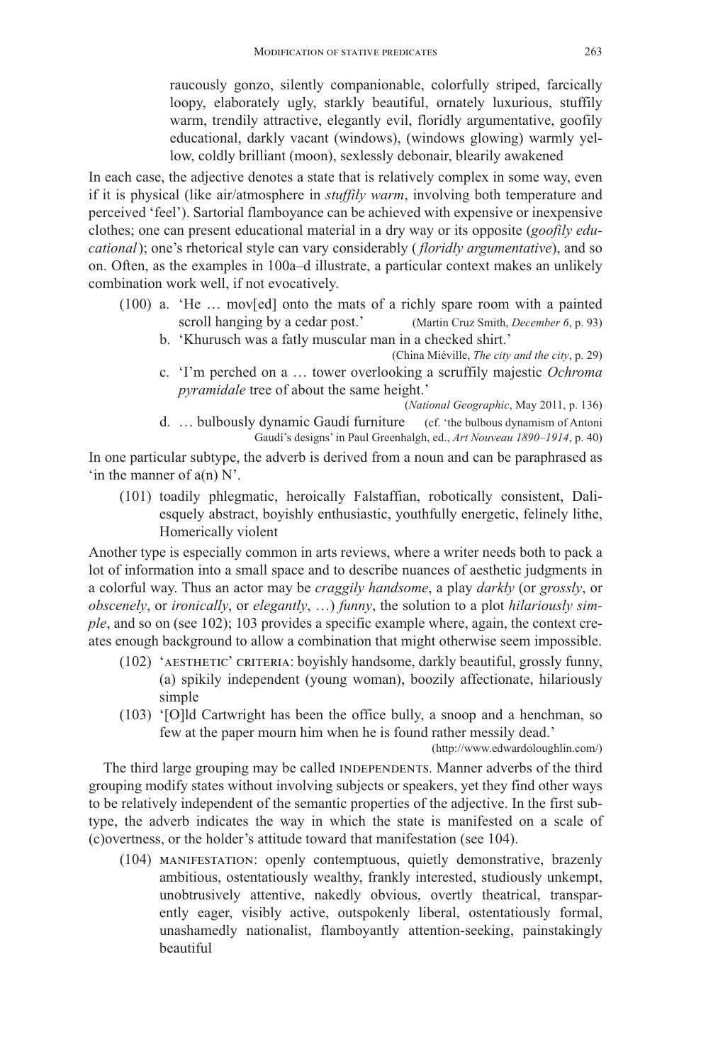raucously gonzo, silently companionable, colorfully striped, farcically loopy, elaborately ugly, starkly beautiful, ornately luxurious, stuffily warm, trendily attractive, elegantly evil, floridly argumentative, goofily educational, darkly vacant (windows), (windows glowing) warmly yellow, coldly brilliant (moon), sexlessly debonair, blearily awakened

In each case, the adjective denotes a state that is relatively complex in some way, even if it is physical (like air/atmosphere in *stuffily warm*, involving both temperature and perceived 'feel'). Sartorial flamboyance can be achieved with expensive or inexpensive clothes; one can present educational material in a dry way or its opposite (*goofily educational*); one's rhetorical style can vary considerably (*floridly argumentative*), and so on. Often, as the examples in 100a–d illustrate, a particular context makes an unlikely combination work well, if not evocatively.

(100) a. 'He … mov[ed] onto the mats of a richly spare room with a painted scroll hanging by a cedar post.' (Martin Cruz Smith, *December 6*, p. 93)

b. 'Khurusch was a fatly muscular man in a checked shirt.' (China Miéville, *The city and the city*, p. 29)

c. 'I'm perched on a … tower overlooking a scruffily majestic *Ochroma pyramidale* tree of about the same height.' (*National Geographic*, May 2011, p. 136)

d. … bulbously dynamic Gaudí furniture (cf. 'the bulbous dynamism of Antoni Gaudí's designs' in Paul Greenhalgh, ed., *Art Nouveau 1890–1914*, p. 40)

In one particular subtype, the adverb is derived from a noun and can be paraphrased as 'in the manner of a(n) N'.

(101) toadily phlegmatic, heroically Falstaffian, robotically consistent, Dali-esquely abstract, boyishly enthusiastic, youthfully energetic, felinely lithe, Homerically violent

Another type is especially common in arts reviews, where a writer needs both to pack a lot of information into a small space and to describe nuances of aesthetic judgments in a colorful way. Thus an actor may be *craggily handsome*, a play *darkly* (or *grossly*, or *obscenely*, or *ironically*, or *elegantly*, …) *funny*, the solution to a plot *hilariously simple*, and so on (see 102); 103 provides a specific example where, again, the context creates enough background to allow a combination that might otherwise seem impossible.

(102) 'AESTHETIC' CRITERIA: boyishly handsome, darkly beautiful, grossly funny, (a) spikily independent (young woman), boozily affectionate, hilariously simple

(103) '[O]ld Cartwright has been the office bully, a snoop and a henchman, so few at the paper mourn him when he is found rather messily dead.' (http://www.edwardoloughlin.com/)

The third large grouping may be called INDEPENDENTS. Manner adverbs of the third grouping modify states without involving subjects or speakers, yet they find other ways to be relatively independent of the semantic properties of the adjective. In the first subtype, the adverb indicates the way in which the state is manifested on a scale of (c)overtness, or the holder's attitude toward that manifestation (see 104).

(104) MANIFESTATION: openly contemptuous, quietly demonstrative, brazenly ambitious, ostentatiously wealthy, frankly interested, studiously unkempt, unobtrusively attentive, nakedly obvious, overtly theatrical, transparently eager, visibly active, outspokenly liberal, ostentatiously formal, unashamedly nationalist, flamboyantly attention-seeking, painstakingly beautiful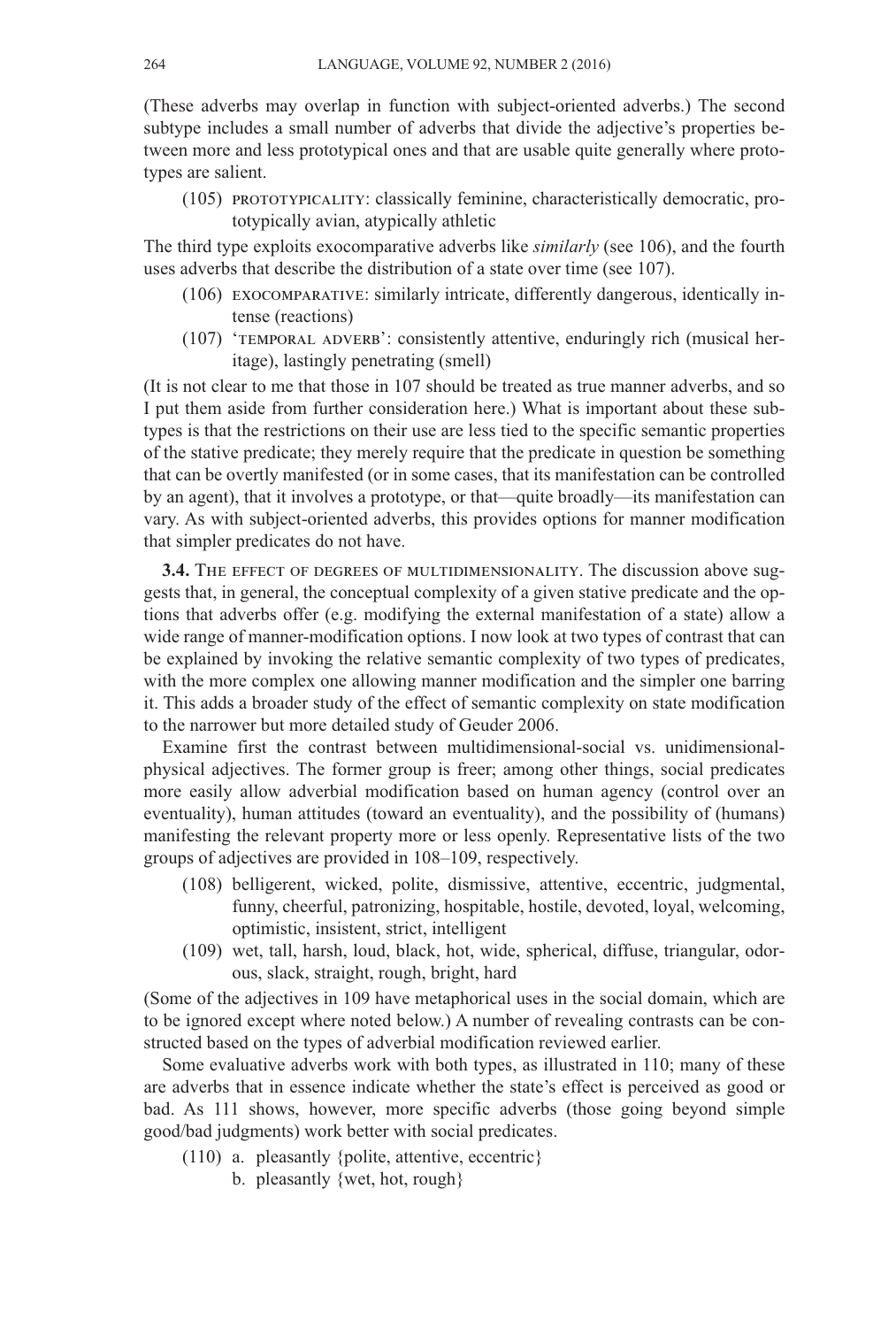(These adverbs may overlap in function with subject-oriented adverbs.) The second subtype includes a small number of adverbs that divide the adjective's properties between more and less prototypical ones and that are usable quite generally where prototypes are salient.

(105) PROTOTYPICALITY: classically feminine, characteristically democratic, prototypically avian, atypically athletic

The third type exploits exocomparative adverbs like *similarly* (see 106), and the fourth uses adverbs that describe the distribution of a state over time (see 107).

(106) EXOCOMPARATIVE: similarly intricate, differently dangerous, identically intense (reactions)

(107) 'TEMPORAL ADVERB': consistently attentive, enduringly rich (musical heritage), lastingly penetrating (smell)

(It is not clear to me that those in 107 should be treated as true manner adverbs, and so I put them aside from further consideration here.) What is important about these subtypes is that the restrictions on their use are less tied to the specific semantic properties of the stative predicate; they merely require that the predicate in question be something that can be overtly manifested (or in some cases, that its manifestation can be controlled by an agent), that it involves a prototype, or that—quite broadly—its manifestation can vary. As with subject-oriented adverbs, this provides options for manner modification that simpler predicates do not have.

**3.4.** THE EFFECT OF DEGREES OF MULTIDIMENSIONALITY. The discussion above suggests that, in general, the conceptual complexity of a given stative predicate and the options that adverbs offer (e.g. modifying the external manifestation of a state) allow a wide range of manner-modification options. I now look at two types of contrast that can be explained by invoking the relative semantic complexity of two types of predicates, with the more complex one allowing manner modification and the simpler one barring it. This adds a broader study of the effect of semantic complexity on state modification to the narrower but more detailed study of Geuder 2006.

Examine first the contrast between multidimensional-social vs. unidimensional-physical adjectives. The former group is freer; among other things, social predicates more easily allow adverbial modification based on human agency (control over an eventuality), human attitudes (toward an eventuality), and the possibility of (humans) manifesting the relevant property more or less openly. Representative lists of the two groups of adjectives are provided in 108–109, respectively.

(108) belligerent, wicked, polite, dismissive, attentive, eccentric, judgmental, funny, cheerful, patronizing, hospitable, hostile, devoted, loyal, welcoming, optimistic, insistent, strict, intelligent

(109) wet, tall, harsh, loud, black, hot, wide, spherical, diffuse, triangular, odorous, slack, straight, rough, bright, hard

(Some of the adjectives in 109 have metaphorical uses in the social domain, which are to be ignored except where noted below.) A number of revealing contrasts can be constructed based on the types of adverbial modification reviewed earlier.

Some evaluative adverbs work with both types, as illustrated in 110; many of these are adverbs that in essence indicate whether the state's effect is perceived as good or bad. As 111 shows, however, more specific adverbs (those going beyond simple good/bad judgments) work better with social predicates.

(110) a. pleasantly {polite, attentive, eccentric}
b. pleasantly {wet, hot, rough}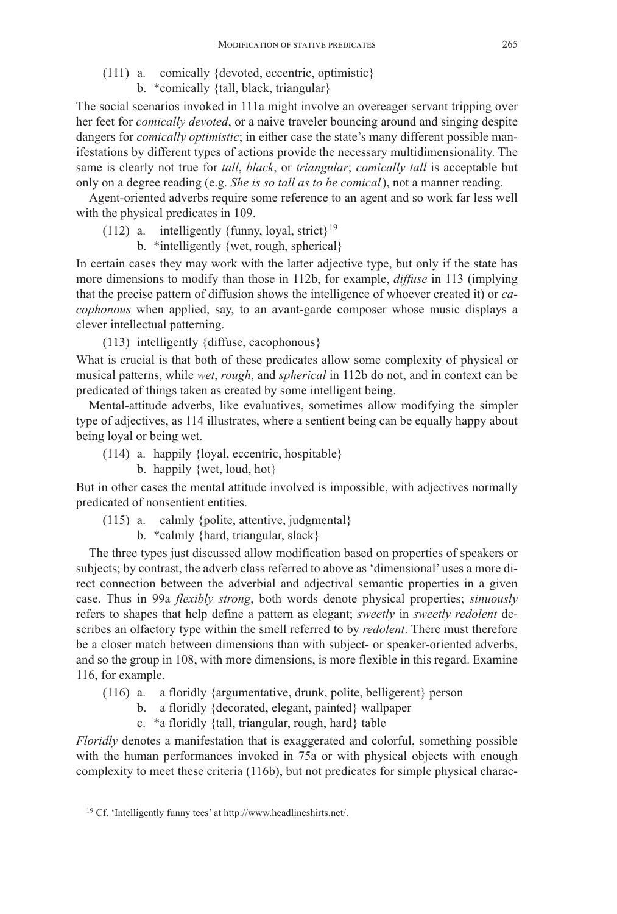(111) a. comically {devoted, eccentric, optimistic}
      b. *comically {tall, black, triangular}

The social scenarios invoked in 111a might involve an overeager servant tripping over her feet for *comically devoted*, or a naive traveler bouncing around and singing despite dangers for *comically optimistic*; in either case the state's many different possible manifestations by different types of actions provide the necessary multidimensionality. The same is clearly not true for *tall*, *black*, or *triangular*; *comically tall* is acceptable but only on a degree reading (e.g. *She is so tall as to be comical*), not a manner reading.

Agent-oriented adverbs require some reference to an agent and so work far less well with the physical predicates in 109.

(112) a. intelligently {funny, loyal, strict}[19]
      b. *intelligently {wet, rough, spherical}

In certain cases they may work with the latter adjective type, but only if the state has more dimensions to modify than those in 112b, for example, *diffuse* in 113 (implying that the precise pattern of diffusion shows the intelligence of whoever created it) or *cacophonous* when applied, say, to an avant-garde composer whose music displays a clever intellectual patterning.

(113) intelligently {diffuse, cacophonous}

What is crucial is that both of these predicates allow some complexity of physical or musical patterns, while *wet*, *rough*, and *spherical* in 112b do not, and in context can be predicated of things taken as created by some intelligent being.

Mental-attitude adverbs, like evaluatives, sometimes allow modifying the simpler type of adjectives, as 114 illustrates, where a sentient being can be equally happy about being loyal or being wet.

(114) a. happily {loyal, eccentric, hospitable}
      b. happily {wet, loud, hot}

But in other cases the mental attitude involved is impossible, with adjectives normally predicated of nonsentient entities.

(115) a. calmly {polite, attentive, judgmental}
      b. *calmly {hard, triangular, slack}

The three types just discussed allow modification based on properties of speakers or subjects; by contrast, the adverb class referred to above as 'dimensional' uses a more direct connection between the adverbial and adjectival semantic properties in a given case. Thus in 99a *flexibly strong*, both words denote physical properties; *sinuously* refers to shapes that help define a pattern as elegant; *sweetly* in *sweetly redolent* describes an olfactory type within the smell referred to by *redolent*. There must therefore be a closer match between dimensions than with subject- or speaker-oriented adverbs, and so the group in 108, with more dimensions, is more flexible in this regard. Examine 116, for example.

(116) a. a floridly {argumentative, drunk, polite, belligerent} person
      b. a floridly {decorated, elegant, painted} wallpaper
      c. *a floridly {tall, triangular, rough, hard} table

*Floridly* denotes a manifestation that is exaggerated and colorful, something possible with the human performances invoked in 75a or with physical objects with enough complexity to meet these criteria (116b), but not predicates for simple physical charac-

[19] Cf. 'Intelligently funny tees' at http://www.headlineshirts.net/.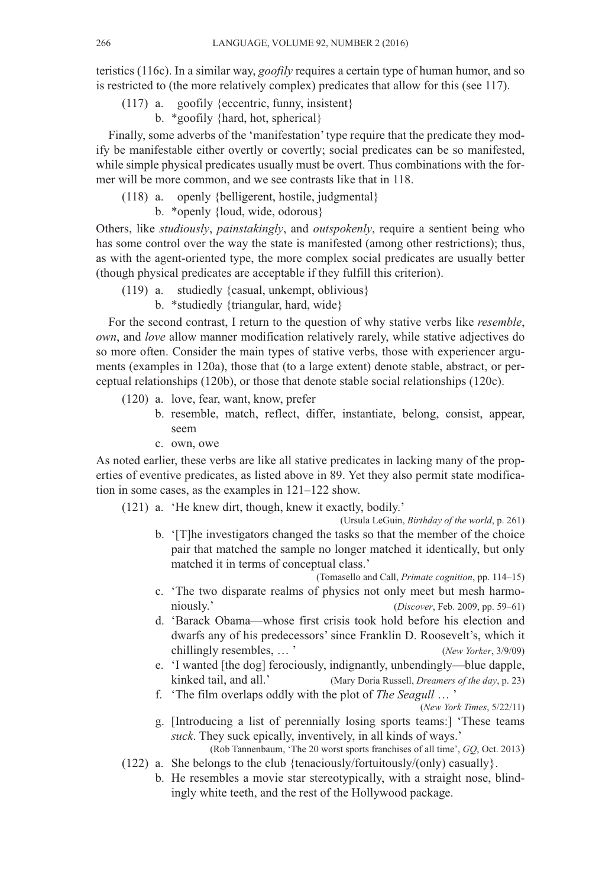teristics (116c). In a similar way, *goofily* requires a certain type of human humor, and so is restricted to (the more relatively complex) predicates that allow for this (see 117).

(117) a. goofily {eccentric, funny, insistent}
  b. *goofily {hard, hot, spherical}

Finally, some adverbs of the 'manifestation' type require that the predicate they modify be manifestable either overtly or covertly; social predicates can be so manifested, while simple physical predicates usually must be overt. Thus combinations with the former will be more common, and we see contrasts like that in 118.

(118) a. openly {belligerent, hostile, judgmental}
  b. *openly {loud, wide, odorous}

Others, like *studiously*, *painstakingly*, and *outspokenly*, require a sentient being who has some control over the way the state is manifested (among other restrictions); thus, as with the agent-oriented type, the more complex social predicates are usually better (though physical predicates are acceptable if they fulfill this criterion).

(119) a. studiedly {casual, unkempt, oblivious}
  b. *studiedly {triangular, hard, wide}

For the second contrast, I return to the question of why stative verbs like *resemble*, *own*, and *love* allow manner modification relatively rarely, while stative adjectives do so more often. Consider the main types of stative verbs, those with experiencer arguments (examples in 120a), those that (to a large extent) denote stable, abstract, or perceptual relationships (120b), or those that denote stable social relationships (120c).

(120) a. love, fear, want, know, prefer
  b. resemble, match, reflect, differ, instantiate, belong, consist, appear, seem
  c. own, owe

As noted earlier, these verbs are like all stative predicates in lacking many of the properties of eventive predicates, as listed above in 89. Yet they also permit state modification in some cases, as the examples in 121–122 show.

(121) a. 'He knew dirt, though, knew it exactly, bodily.'
  (Ursula LeGuin, *Birthday of the world*, p. 261)
  b. '[T]he investigators changed the tasks so that the member of the choice pair that matched the sample no longer matched it identically, but only matched it in terms of conceptual class.'
  (Tomasello and Call, *Primate cognition*, pp. 114–15)
  c. 'The two disparate realms of physics not only meet but mesh harmoniously.' (*Discover*, Feb. 2009, pp. 59–61)
  d. 'Barack Obama—whose first crisis took hold before his election and dwarfs any of his predecessors' since Franklin D. Roosevelt's, which it chillingly resembles, … ' (*New Yorker*, 3/9/09)
  e. 'I wanted [the dog] ferociously, indignantly, unbendingly—blue dapple, kinked tail, and all.' (Mary Doria Russell, *Dreamers of the day*, p. 23)
  f. 'The film overlaps oddly with the plot of *The Seagull* … '
  (*New York Times*, 5/22/11)
  g. [Introducing a list of perennially losing sports teams:] 'These teams *suck*. They suck epically, inventively, in all kinds of ways.'
  (Rob Tannenbaum, 'The 20 worst sports franchises of all time', *GQ*, Oct. 2013)

(122) a. She belongs to the club {tenaciously/fortuitously/(only) casually}.
  b. He resembles a movie star stereotypically, with a straight nose, blindingly white teeth, and the rest of the Hollywood package.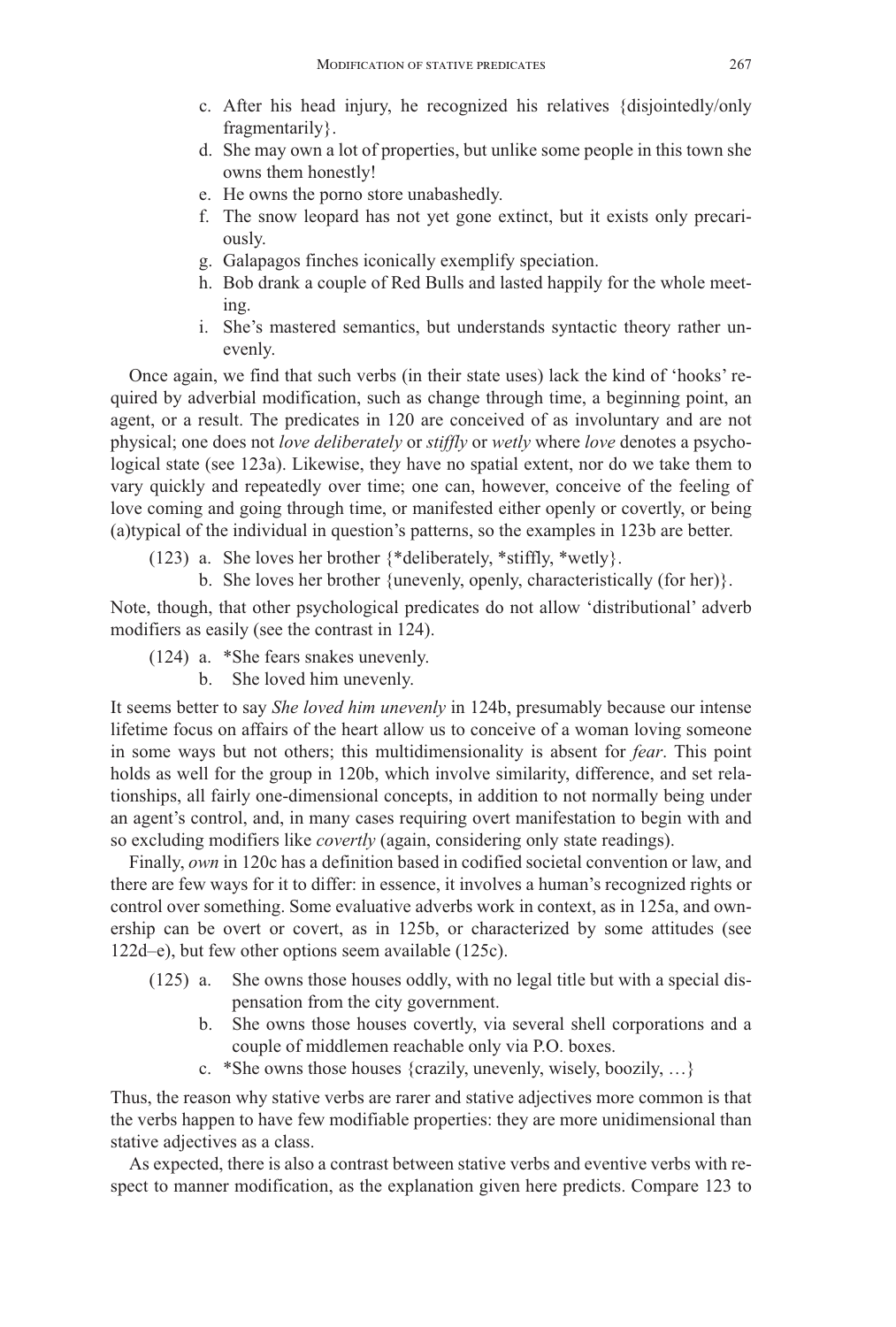c. After his head injury, he recognized his relatives {disjointedly/only fragmentarily}.

d. She may own a lot of properties, but unlike some people in this town she owns them honestly!

e. He owns the porno store unabashedly.

f. The snow leopard has not yet gone extinct, but it exists only precariously.

g. Galapagos finches iconically exemplify speciation.

h. Bob drank a couple of Red Bulls and lasted happily for the whole meeting.

i. She's mastered semantics, but understands syntactic theory rather unevenly.

Once again, we find that such verbs (in their state uses) lack the kind of 'hooks' required by adverbial modification, such as change through time, a beginning point, an agent, or a result. The predicates in 120 are conceived of as involuntary and are not physical; one does not *love deliberately* or *stiffly* or *wetly* where *love* denotes a psychological state (see 123a). Likewise, they have no spatial extent, nor do we take them to vary quickly and repeatedly over time; one can, however, conceive of the feeling of love coming and going through time, or manifested either openly or covertly, or being (a)typical of the individual in question's patterns, so the examples in 123b are better.

(123) a. She loves her brother {*deliberately, *stiffly, *wetly}.

b. She loves her brother {unevenly, openly, characteristically (for her)}.

Note, though, that other psychological predicates do not allow 'distributional' adverb modifiers as easily (see the contrast in 124).

(124) a. *She fears snakes unevenly.

b. She loved him unevenly.

It seems better to say *She loved him unevenly* in 124b, presumably because our intense lifetime focus on affairs of the heart allow us to conceive of a woman loving someone in some ways but not others; this multidimensionality is absent for *fear*. This point holds as well for the group in 120b, which involve similarity, difference, and set relationships, all fairly one-dimensional concepts, in addition to not normally being under an agent's control, and, in many cases requiring overt manifestation to begin with and so excluding modifiers like *covertly* (again, considering only state readings).

Finally, *own* in 120c has a definition based in codified societal convention or law, and there are few ways for it to differ: in essence, it involves a human's recognized rights or control over something. Some evaluative adverbs work in context, as in 125a, and ownership can be overt or covert, as in 125b, or characterized by some attitudes (see 122d–e), but few other options seem available (125c).

(125) a. She owns those houses oddly, with no legal title but with a special dispensation from the city government.

b. She owns those houses covertly, via several shell corporations and a couple of middlemen reachable only via P.O. boxes.

c. *She owns those houses {crazily, unevenly, wisely, boozily, …}

Thus, the reason why stative verbs are rarer and stative adjectives more common is that the verbs happen to have few modifiable properties: they are more unidimensional than stative adjectives as a class.

As expected, there is also a contrast between stative verbs and eventive verbs with respect to manner modification, as the explanation given here predicts. Compare 123 to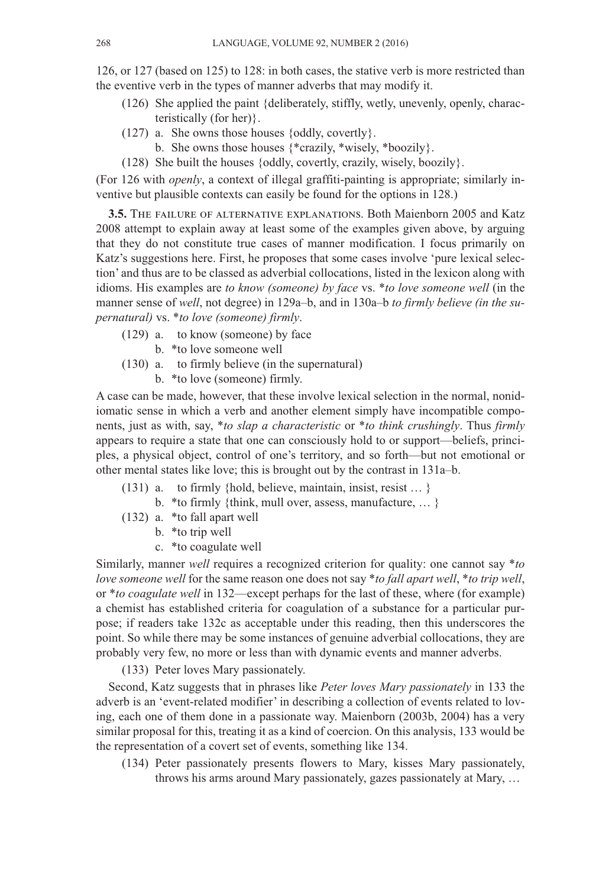126, or 127 (based on 125) to 128: in both cases, the stative verb is more restricted than the eventive verb in the types of manner adverbs that may modify it.

(126) She applied the paint {deliberately, stiffly, wetly, unevenly, openly, characteristically (for her)}.

(127) a. She owns those houses {oddly, covertly}.
  b. She owns those houses {*crazily, *wisely, *boozily}.

(128) She built the houses {oddly, covertly, crazily, wisely, boozily}.

(For 126 with *openly*, a context of illegal graffiti-painting is appropriate; similarly inventive but plausible contexts can easily be found for the options in 128.)

**3.5. The failure of alternative explanations.** Both Maienborn 2005 and Katz 2008 attempt to explain away at least some of the examples given above, by arguing that they do not constitute true cases of manner modification. I focus primarily on Katz's suggestions here. First, he proposes that some cases involve 'pure lexical selection' and thus are to be classed as adverbial collocations, listed in the lexicon along with idioms. His examples are *to know (someone) by face* vs. **to love someone well* (in the manner sense of *well*, not degree) in 129a–b, and in 130a–b *to firmly believe (in the supernatural)* vs. **to love (someone) firmly*.

(129) a. to know (someone) by face
  b. *to love someone well

(130) a. to firmly believe (in the supernatural)
  b. *to love (someone) firmly.

A case can be made, however, that these involve lexical selection in the normal, nonidiomatic sense in which a verb and another element simply have incompatible components, just as with, say, **to slap a characteristic* or **to think crushingly*. Thus *firmly* appears to require a state that one can consciously hold to or support—beliefs, principles, a physical object, control of one's territory, and so forth—but not emotional or other mental states like love; this is brought out by the contrast in 131a–b.

(131) a. to firmly {hold, believe, maintain, insist, resist … }
  b. *to firmly {think, mull over, assess, manufacture, … }

(132) a. *to fall apart well
  b. *to trip well
  c. *to coagulate well

Similarly, manner *well* requires a recognized criterion for quality: one cannot say **to love someone well* for the same reason one does not say **to fall apart well*, **to trip well*, or **to coagulate well* in 132—except perhaps for the last of these, where (for example) a chemist has established criteria for coagulation of a substance for a particular purpose; if readers take 132c as acceptable under this reading, then this underscores the point. So while there may be some instances of genuine adverbial collocations, they are probably very few, no more or less than with dynamic events and manner adverbs.

(133) Peter loves Mary passionately.

Second, Katz suggests that in phrases like *Peter loves Mary passionately* in 133 the adverb is an 'event-related modifier' in describing a collection of events related to loving, each one of them done in a passionate way. Maienborn (2003b, 2004) has a very similar proposal for this, treating it as a kind of coercion. On this analysis, 133 would be the representation of a covert set of events, something like 134.

(134) Peter passionately presents flowers to Mary, kisses Mary passionately, throws his arms around Mary passionately, gazes passionately at Mary, …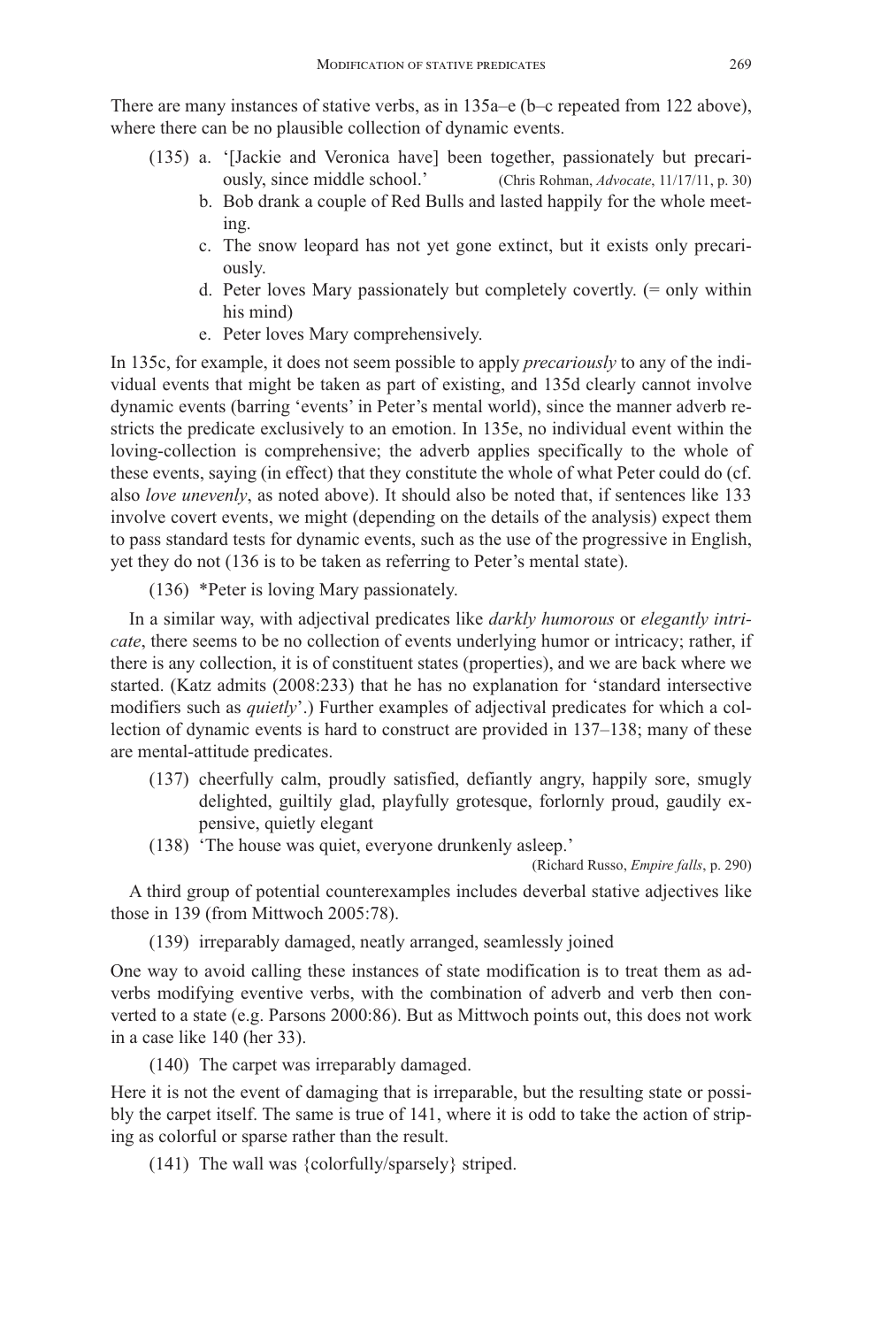There are many instances of stative verbs, as in 135a–e (b–c repeated from 122 above), where there can be no plausible collection of dynamic events.

(135) a. '[Jackie and Veronica have] been together, passionately but precariously, since middle school.' (Chris Rohman, *Advocate*, 11/17/11, p. 30)

b. Bob drank a couple of Red Bulls and lasted happily for the whole meeting.

c. The snow leopard has not yet gone extinct, but it exists only precariously.

d. Peter loves Mary passionately but completely covertly. (= only within his mind)

e. Peter loves Mary comprehensively.

In 135c, for example, it does not seem possible to apply *precariously* to any of the individual events that might be taken as part of existing, and 135d clearly cannot involve dynamic events (barring 'events' in Peter's mental world), since the manner adverb restricts the predicate exclusively to an emotion. In 135e, no individual event within the loving-collection is comprehensive; the adverb applies specifically to the whole of these events, saying (in effect) that they constitute the whole of what Peter could do (cf. also *love unevenly*, as noted above). It should also be noted that, if sentences like 133 involve covert events, we might (depending on the details of the analysis) expect them to pass standard tests for dynamic events, such as the use of the progressive in English, yet they do not (136 is to be taken as referring to Peter's mental state).

(136) *Peter is loving Mary passionately.

In a similar way, with adjectival predicates like *darkly humorous* or *elegantly intricate*, there seems to be no collection of events underlying humor or intricacy; rather, if there is any collection, it is of constituent states (properties), and we are back where we started. (Katz admits (2008:233) that he has no explanation for 'standard intersective modifiers such as *quietly*'.) Further examples of adjectival predicates for which a collection of dynamic events is hard to construct are provided in 137–138; many of these are mental-attitude predicates.

(137) cheerfully calm, proudly satisfied, defiantly angry, happily sore, smugly delighted, guiltily glad, playfully grotesque, forlornly proud, gaudily expensive, quietly elegant

(138) 'The house was quiet, everyone drunkenly asleep.' (Richard Russo, *Empire falls*, p. 290)

A third group of potential counterexamples includes deverbal stative adjectives like those in 139 (from Mittwoch 2005:78).

(139) irreparably damaged, neatly arranged, seamlessly joined

One way to avoid calling these instances of state modification is to treat them as adverbs modifying eventive verbs, with the combination of adverb and verb then converted to a state (e.g. Parsons 2000:86). But as Mittwoch points out, this does not work in a case like 140 (her 33).

(140) The carpet was irreparably damaged.

Here it is not the event of damaging that is irreparable, but the resulting state or possibly the carpet itself. The same is true of 141, where it is odd to take the action of striping as colorful or sparse rather than the result.

(141) The wall was {colorfully/sparsely} striped.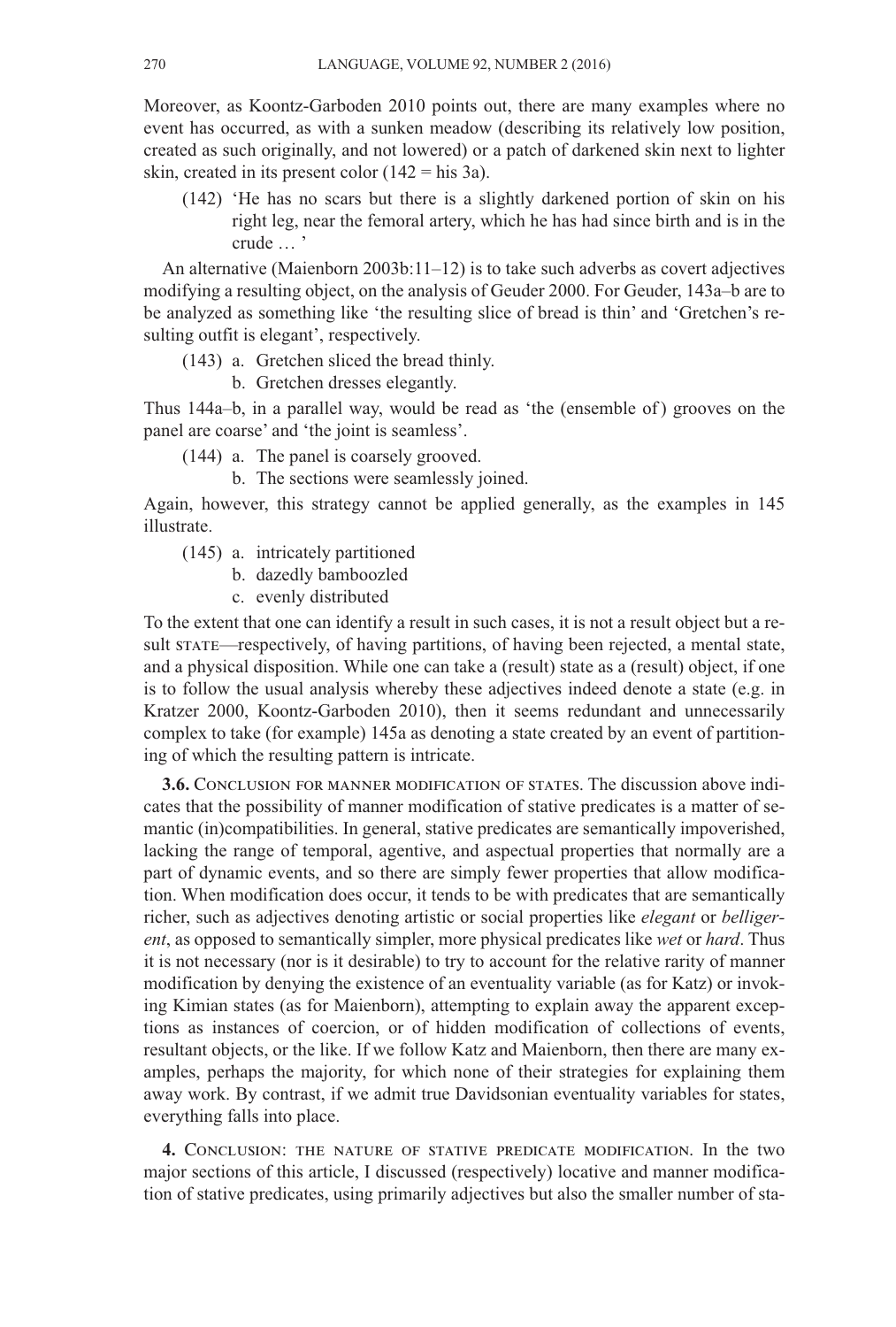Moreover, as Koontz-Garboden 2010 points out, there are many examples where no event has occurred, as with a sunken meadow (describing its relatively low position, created as such originally, and not lowered) or a patch of darkened skin next to lighter skin, created in its present color (142 = his 3a).

(142) 'He has no scars but there is a slightly darkened portion of skin on his right leg, near the femoral artery, which he has had since birth and is in the crude … '

An alternative (Maienborn 2003b:11–12) is to take such adverbs as covert adjectives modifying a resulting object, on the analysis of Geuder 2000. For Geuder, 143a–b are to be analyzed as something like 'the resulting slice of bread is thin' and 'Gretchen's resulting outfit is elegant', respectively.

(143) a. Gretchen sliced the bread thinly.
b. Gretchen dresses elegantly.

Thus 144a–b, in a parallel way, would be read as 'the (ensemble of) grooves on the panel are coarse' and 'the joint is seamless'.

(144) a. The panel is coarsely grooved.
b. The sections were seamlessly joined.

Again, however, this strategy cannot be applied generally, as the examples in 145 illustrate.

(145) a. intricately partitioned
b. dazedly bamboozled
c. evenly distributed

To the extent that one can identify a result in such cases, it is not a result object but a result STATE—respectively, of having partitions, of having been rejected, a mental state, and a physical disposition. While one can take a (result) state as a (result) object, if one is to follow the usual analysis whereby these adjectives indeed denote a state (e.g. in Kratzer 2000, Koontz-Garboden 2010), then it seems redundant and unnecessarily complex to take (for example) 145a as denoting a state created by an event of partitioning of which the resulting pattern is intricate.

**3.6.** Conclusion for manner modification of states. The discussion above indicates that the possibility of manner modification of stative predicates is a matter of semantic (in)compatibilities. In general, stative predicates are semantically impoverished, lacking the range of temporal, agentive, and aspectual properties that normally are a part of dynamic events, and so there are simply fewer properties that allow modification. When modification does occur, it tends to be with predicates that are semantically richer, such as adjectives denoting artistic or social properties like *elegant* or *belligerent*, as opposed to semantically simpler, more physical predicates like *wet* or *hard*. Thus it is not necessary (nor is it desirable) to try to account for the relative rarity of manner modification by denying the existence of an eventuality variable (as for Katz) or invoking Kimian states (as for Maienborn), attempting to explain away the apparent exceptions as instances of coercion, or of hidden modification of collections of events, resultant objects, or the like. If we follow Katz and Maienborn, then there are many examples, perhaps the majority, for which none of their strategies for explaining them away work. By contrast, if we admit true Davidsonian eventuality variables for states, everything falls into place.

**4.** Conclusion: the nature of stative predicate modification. In the two major sections of this article, I discussed (respectively) locative and manner modification of stative predicates, using primarily adjectives but also the smaller number of sta-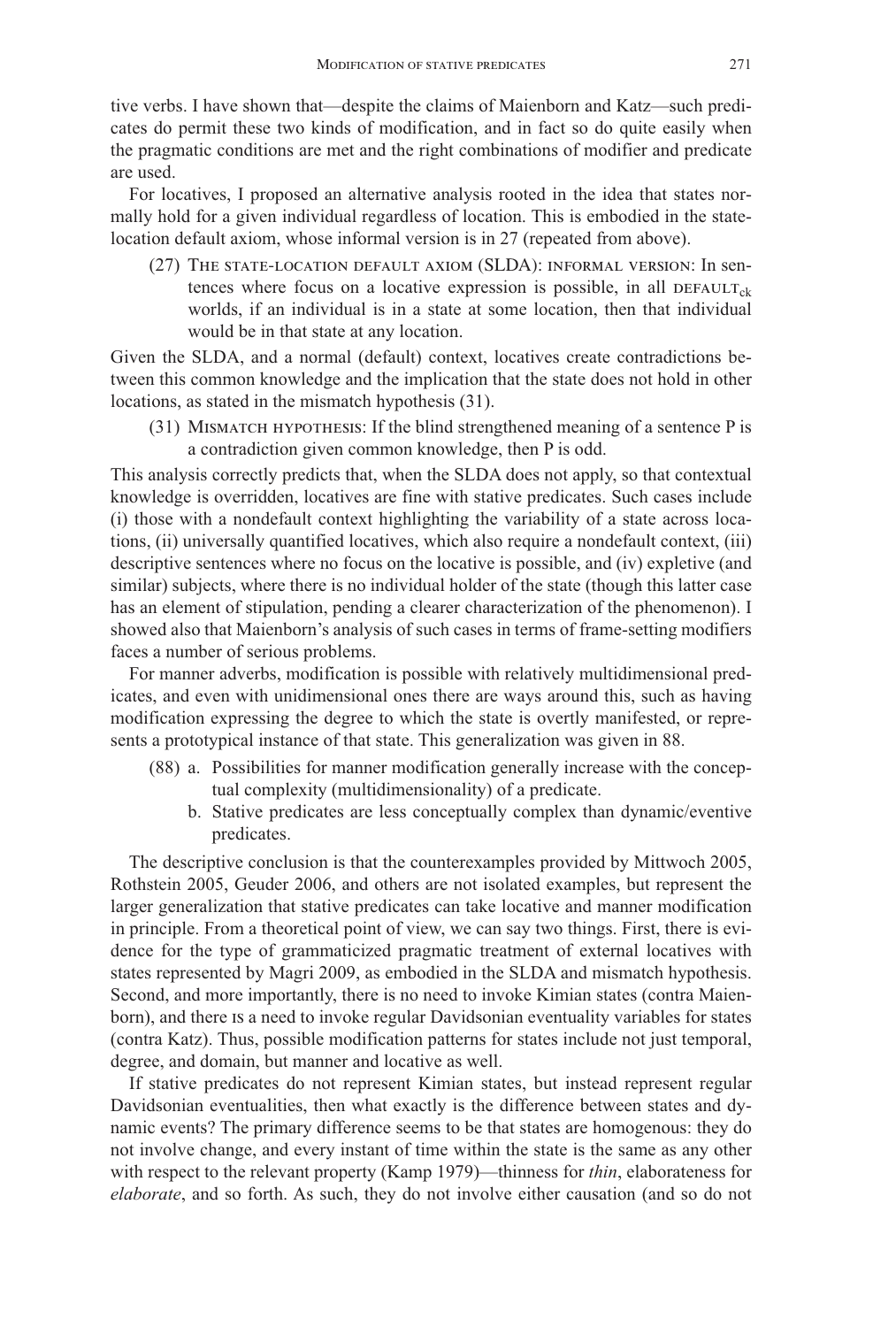tive verbs. I have shown that—despite the claims of Maienborn and Katz—such predicates do permit these two kinds of modification, and in fact so do quite easily when the pragmatic conditions are met and the right combinations of modifier and predicate are used.

For locatives, I proposed an alternative analysis rooted in the idea that states normally hold for a given individual regardless of location. This is embodied in the state-location default axiom, whose informal version is in 27 (repeated from above).

(27) The state-location default axiom (SLDA): informal version: In sentences where focus on a locative expression is possible, in all $\text{DEFAULT}_{ck}$ worlds, if an individual is in a state at some location, then that individual would be in that state at any location.

Given the SLDA, and a normal (default) context, locatives create contradictions between this common knowledge and the implication that the state does not hold in other locations, as stated in the mismatch hypothesis (31).

(31) Mismatch hypothesis: If the blind strengthened meaning of a sentence P is a contradiction given common knowledge, then P is odd.

This analysis correctly predicts that, when the SLDA does not apply, so that contextual knowledge is overridden, locatives are fine with stative predicates. Such cases include (i) those with a nondefault context highlighting the variability of a state across locations, (ii) universally quantified locatives, which also require a nondefault context, (iii) descriptive sentences where no focus on the locative is possible, and (iv) expletive (and similar) subjects, where there is no individual holder of the state (though this latter case has an element of stipulation, pending a clearer characterization of the phenomenon). I showed also that Maienborn's analysis of such cases in terms of frame-setting modifiers faces a number of serious problems.

For manner adverbs, modification is possible with relatively multidimensional predicates, and even with unidimensional ones there are ways around this, such as having modification expressing the degree to which the state is overtly manifested, or represents a prototypical instance of that state. This generalization was given in 88.

(88) a. Possibilities for manner modification generally increase with the conceptual complexity (multidimensionality) of a predicate.
b. Stative predicates are less conceptually complex than dynamic/eventive predicates.

The descriptive conclusion is that the counterexamples provided by Mittwoch 2005, Rothstein 2005, Geuder 2006, and others are not isolated examples, but represent the larger generalization that stative predicates can take locative and manner modification in principle. From a theoretical point of view, we can say two things. First, there is evidence for the type of grammaticized pragmatic treatment of external locatives with states represented by Magri 2009, as embodied in the SLDA and mismatch hypothesis. Second, and more importantly, there is no need to invoke Kimian states (contra Maienborn), and there is a need to invoke regular Davidsonian eventuality variables for states (contra Katz). Thus, possible modification patterns for states include not just temporal, degree, and domain, but manner and locative as well.

If stative predicates do not represent Kimian states, but instead represent regular Davidsonian eventualities, then what exactly is the difference between states and dynamic events? The primary difference seems to be that states are homogenous: they do not involve change, and every instant of time within the state is the same as any other with respect to the relevant property (Kamp 1979)—thinness for *thin*, elaborateness for *elaborate*, and so forth. As such, they do not involve either causation (and so do not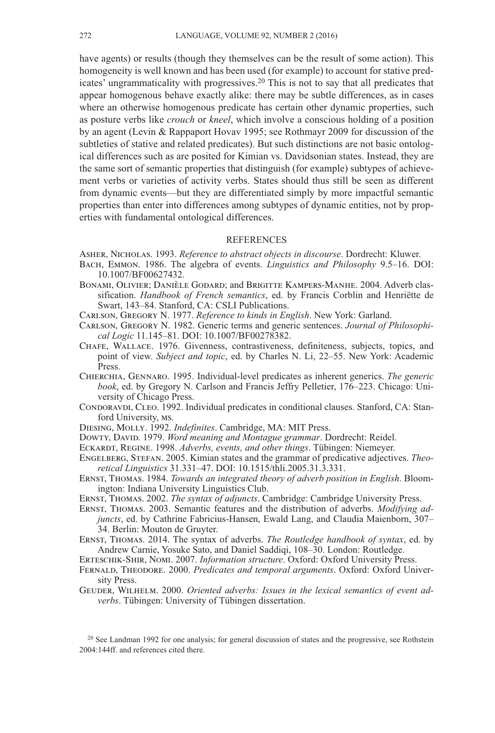have agents) or results (though they themselves can be the result of some action). This homogeneity is well known and has been used (for example) to account for stative predicates' ungrammaticality with progressives.[20] This is not to say that all predicates that appear homogenous behave exactly alike: there may be subtle differences, as in cases where an otherwise homogenous predicate has certain other dynamic properties, such as posture verbs like *crouch* or *kneel*, which involve a conscious holding of a position by an agent (Levin & Rappaport Hovav 1995; see Rothmayr 2009 for discussion of the subtleties of stative and related predicates). But such distinctions are not basic ontological differences such as are posited for Kimian vs. Davidsonian states. Instead, they are the same sort of semantic properties that distinguish (for example) subtypes of achievement verbs or varieties of activity verbs. States should thus still be seen as different from dynamic events—but they are differentiated simply by more impactful semantic properties than enter into differences among subtypes of dynamic entities, not by properties with fundamental ontological differences.

## REFERENCES

Asher, Nicholas. 1993. *Reference to abstract objects in discourse*. Dordrecht: Kluwer.

Bach, Emmon. 1986. The algebra of events. *Linguistics and Philosophy* 9.5–16. DOI: 10.1007/BF00627432.

Bonami, Olivier; Danièle Godard; and Brigitte Kampers-Manhe. 2004. Adverb classification. *Handbook of French semantics*, ed. by Francis Corblin and Henriëtte de Swart, 143–84. Stanford, CA: CSLI Publications.

Carlson, Gregory N. 1977. *Reference to kinds in English*. New York: Garland.

Carlson, Gregory N. 1982. Generic terms and generic sentences. *Journal of Philosophical Logic* 11.145–81. DOI: 10.1007/BF00278382.

Chafe, Wallace. 1976. Givenness, contrastiveness, definiteness, subjects, topics, and point of view. *Subject and topic*, ed. by Charles N. Li, 22–55. New York: Academic Press.

Chierchia, Gennaro. 1995. Individual-level predicates as inherent generics. *The generic book*, ed. by Gregory N. Carlson and Francis Jeffry Pelletier, 176–223. Chicago: University of Chicago Press.

Condoravdi, Cleo. 1992. Individual predicates in conditional clauses. Stanford, CA: Stanford University, ms.

Diesing, Molly. 1992. *Indefinites*. Cambridge, MA: MIT Press.

Dowty, David. 1979. *Word meaning and Montague grammar*. Dordrecht: Reidel.

Eckardt, Regine. 1998. *Adverbs, events, and other things*. Tübingen: Niemeyer.

Engelberg, Stefan. 2005. Kimian states and the grammar of predicative adjectives. *Theoretical Linguistics* 31.331–47. DOI: 10.1515/thli.2005.31.3.331.

Ernst, Thomas. 1984. *Towards an integrated theory of adverb position in English*. Bloomington: Indiana University Linguistics Club.

Ernst, Thomas. 2002. *The syntax of adjuncts*. Cambridge: Cambridge University Press.

Ernst, Thomas. 2003. Semantic features and the distribution of adverbs. *Modifying adjuncts*, ed. by Cathrine Fabricius-Hansen, Ewald Lang, and Claudia Maienborn, 307–34. Berlin: Mouton de Gruyter.

Ernst, Thomas. 2014. The syntax of adverbs. *The Routledge handbook of syntax*, ed. by Andrew Carnie, Yosuke Sato, and Daniel Saddiqi, 108–30. London: Routledge.

Erteschik-Shir, Nomi. 2007. *Information structure*. Oxford: Oxford University Press.

Fernald, Theodore. 2000. *Predicates and temporal arguments*. Oxford: Oxford University Press.

Geuder, Wilhelm. 2000. *Oriented adverbs: Issues in the lexical semantics of event adverbs*. Tübingen: University of Tübingen dissertation.

[20] See Landman 1992 for one analysis; for general discussion of states and the progressive, see Rothstein 2004:144ff. and references cited there.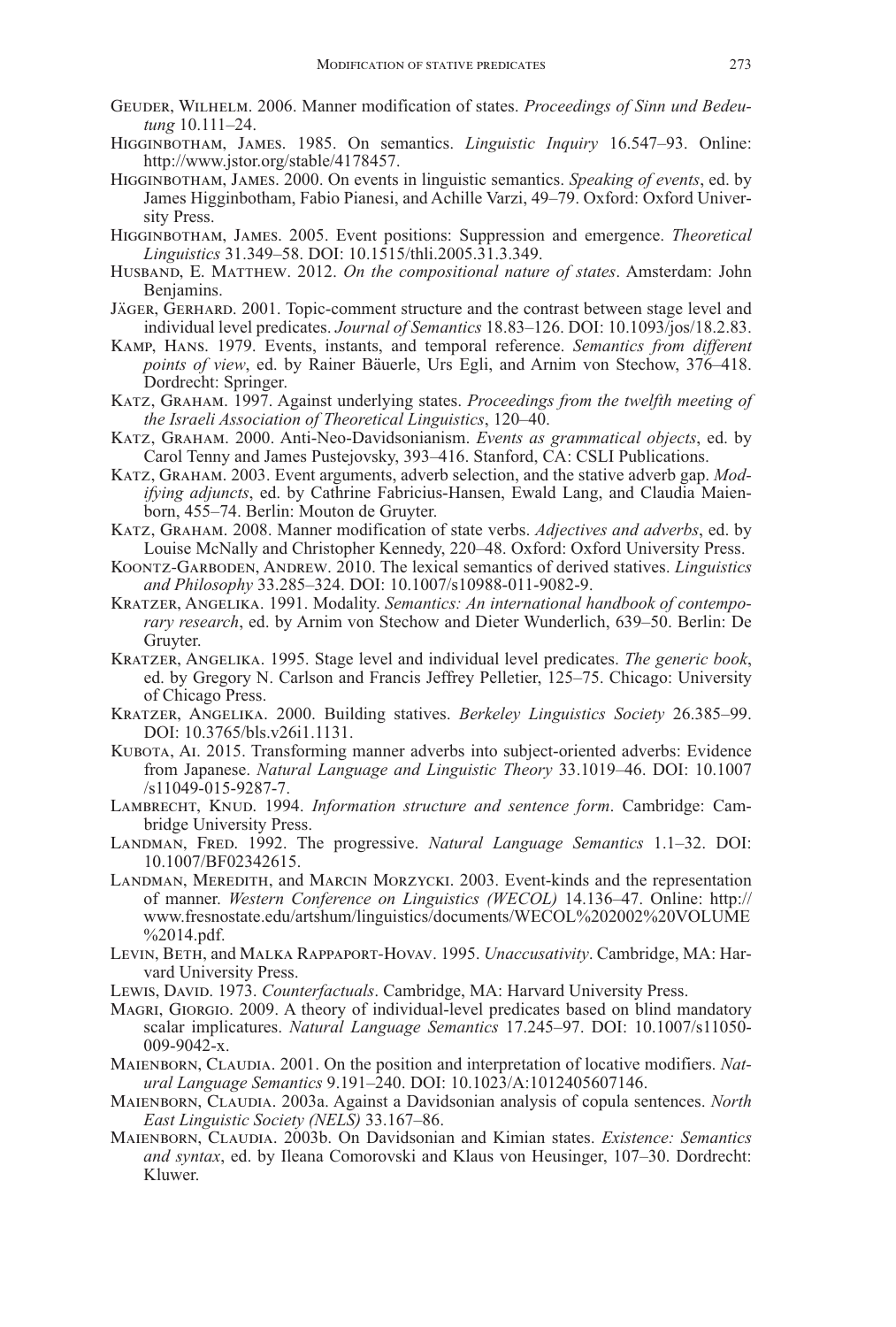Geuder, Wilhelm. 2006. Manner modification of states. *Proceedings of Sinn und Bedeutung* 10.111–24.

Higginbotham, James. 1985. On semantics. *Linguistic Inquiry* 16.547–93. Online: http://www.jstor.org/stable/4178457.

Higginbotham, James. 2000. On events in linguistic semantics. *Speaking of events*, ed. by James Higginbotham, Fabio Pianesi, and Achille Varzi, 49–79. Oxford: Oxford University Press.

Higginbotham, James. 2005. Event positions: Suppression and emergence. *Theoretical Linguistics* 31.349–58. DOI: 10.1515/thli.2005.31.3.349.

Husband, E. Matthew. 2012. *On the compositional nature of states*. Amsterdam: John Benjamins.

Jäger, Gerhard. 2001. Topic-comment structure and the contrast between stage level and individual level predicates. *Journal of Semantics* 18.83–126. DOI: 10.1093/jos/18.2.83.

Kamp, Hans. 1979. Events, instants, and temporal reference. *Semantics from different points of view*, ed. by Rainer Bäuerle, Urs Egli, and Arnim von Stechow, 376–418. Dordrecht: Springer.

Katz, Graham. 1997. Against underlying states. *Proceedings from the twelfth meeting of the Israeli Association of Theoretical Linguistics*, 120–40.

Katz, Graham. 2000. Anti-Neo-Davidsonianism. *Events as grammatical objects*, ed. by Carol Tenny and James Pustejovsky, 393–416. Stanford, CA: CSLI Publications.

Katz, Graham. 2003. Event arguments, adverb selection, and the stative adverb gap. *Modifying adjuncts*, ed. by Cathrine Fabricius-Hansen, Ewald Lang, and Claudia Maienborn, 455–74. Berlin: Mouton de Gruyter.

Katz, Graham. 2008. Manner modification of state verbs. *Adjectives and adverbs*, ed. by Louise McNally and Christopher Kennedy, 220–48. Oxford: Oxford University Press.

Koontz-Garboden, Andrew. 2010. The lexical semantics of derived statives. *Linguistics and Philosophy* 33.285–324. DOI: 10.1007/s10988-011-9082-9.

Kratzer, Angelika. 1991. Modality. *Semantics: An international handbook of contemporary research*, ed. by Arnim von Stechow and Dieter Wunderlich, 639–50. Berlin: De Gruyter.

Kratzer, Angelika. 1995. Stage level and individual level predicates. *The generic book*, ed. by Gregory N. Carlson and Francis Jeffrey Pelletier, 125–75. Chicago: University of Chicago Press.

Kratzer, Angelika. 2000. Building statives. *Berkeley Linguistics Society* 26.385–99. DOI: 10.3765/bls.v26i1.1131.

Kubota, Ai. 2015. Transforming manner adverbs into subject-oriented adverbs: Evidence from Japanese. *Natural Language and Linguistic Theory* 33.1019–46. DOI: 10.1007/s11049-015-9287-7.

Lambrecht, Knud. 1994. *Information structure and sentence form*. Cambridge: Cambridge University Press.

Landman, Fred. 1992. The progressive. *Natural Language Semantics* 1.1–32. DOI: 10.1007/BF02342615.

Landman, Meredith, and Marcin Morzycki. 2003. Event-kinds and the representation of manner. *Western Conference on Linguistics (WECOL)* 14.136–47. Online: http://www.fresnostate.edu/artshum/linguistics/documents/WECOL%202002%20VOLUME%2014.pdf.

Levin, Beth, and Malka Rappaport-Hovav. 1995. *Unaccusativity*. Cambridge, MA: Harvard University Press.

Lewis, David. 1973. *Counterfactuals*. Cambridge, MA: Harvard University Press.

Magri, Giorgio. 2009. A theory of individual-level predicates based on blind mandatory scalar implicatures. *Natural Language Semantics* 17.245–97. DOI: 10.1007/s11050-009-9042-x.

Maienborn, Claudia. 2001. On the position and interpretation of locative modifiers. *Natural Language Semantics* 9.191–240. DOI: 10.1023/A:1012405607146.

Maienborn, Claudia. 2003a. Against a Davidsonian analysis of copula sentences. *North East Linguistic Society (NELS)* 33.167–86.

Maienborn, Claudia. 2003b. On Davidsonian and Kimian states. *Existence: Semantics and syntax*, ed. by Ileana Comorovski and Klaus von Heusinger, 107–30. Dordrecht: Kluwer.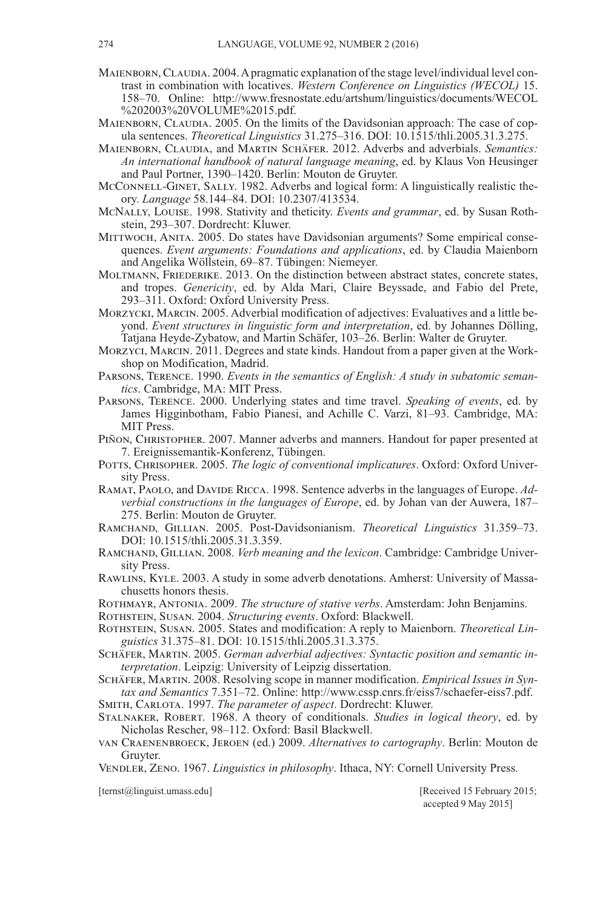Maienborn, Claudia. 2004. A pragmatic explanation of the stage level/individual level contrast in combination with locatives. *Western Conference on Linguistics (WECOL)* 15. 158–70. Online: http://www.fresnostate.edu/artshum/linguistics/documents/WECOL%202003%20VOLUME%2015.pdf.

Maienborn, Claudia. 2005. On the limits of the Davidsonian approach: The case of copula sentences. *Theoretical Linguistics* 31.275–316. DOI: 10.1515/thli.2005.31.3.275.

Maienborn, Claudia, and Martin Schäfer. 2012. Adverbs and adverbials. *Semantics: An international handbook of natural language meaning*, ed. by Klaus Von Heusinger and Paul Portner, 1390–1420. Berlin: Mouton de Gruyter.

McConnell-Ginet, Sally. 1982. Adverbs and logical form: A linguistically realistic theory. *Language* 58.144–84. DOI: 10.2307/413534.

McNally, Louise. 1998. Stativity and theticity. *Events and grammar*, ed. by Susan Rothstein, 293–307. Dordrecht: Kluwer.

Mittwoch, Anita. 2005. Do states have Davidsonian arguments? Some empirical consequences. *Event arguments: Foundations and applications*, ed. by Claudia Maienborn and Angelika Wöllstein, 69–87. Tübingen: Niemeyer.

Moltmann, Friederike. 2013. On the distinction between abstract states, concrete states, and tropes. *Genericity*, ed. by Alda Mari, Claire Beyssade, and Fabio del Prete, 293–311. Oxford: Oxford University Press.

Morzycki, Marcin. 2005. Adverbial modification of adjectives: Evaluatives and a little beyond. *Event structures in linguistic form and interpretation*, ed. by Johannes Dölling, Tatjana Heyde-Zybatow, and Martin Schäfer, 103–26. Berlin: Walter de Gruyter.

Morzyci, Marcin. 2011. Degrees and state kinds. Handout from a paper given at the Workshop on Modification, Madrid.

Parsons, Terence. 1990. *Events in the semantics of English: A study in subatomic semantics*. Cambridge, MA: MIT Press.

Parsons, Terence. 2000. Underlying states and time travel. *Speaking of events*, ed. by James Higginbotham, Fabio Pianesi, and Achille C. Varzi, 81–93. Cambridge, MA: MIT Press.

Piñon, Christopher. 2007. Manner adverbs and manners. Handout for paper presented at 7. Ereignissemantik-Konferenz, Tübingen.

Potts, Chrisopher. 2005. *The logic of conventional implicatures*. Oxford: Oxford University Press.

Ramat, Paolo, and Davide Ricca. 1998. Sentence adverbs in the languages of Europe. *Adverbial constructions in the languages of Europe*, ed. by Johan van der Auwera, 187–275. Berlin: Mouton de Gruyter.

Ramchand, Gillian. 2005. Post-Davidsonianism. *Theoretical Linguistics* 31.359–73. DOI: 10.1515/thli.2005.31.3.359.

Ramchand, Gillian. 2008. *Verb meaning and the lexicon*. Cambridge: Cambridge University Press.

Rawlins, Kyle. 2003. A study in some adverb denotations. Amherst: University of Massachusetts honors thesis.

Rothmayr, Antonia. 2009. *The structure of stative verbs*. Amsterdam: John Benjamins.

Rothstein, Susan. 2004. *Structuring events*. Oxford: Blackwell.

Rothstein, Susan. 2005. States and modification: A reply to Maienborn. *Theoretical Linguistics* 31.375–81. DOI: 10.1515/thli.2005.31.3.375.

Schäfer, Martin. 2005. *German adverbial adjectives: Syntactic position and semantic interpretation*. Leipzig: University of Leipzig dissertation.

Schäfer, Martin. 2008. Resolving scope in manner modification. *Empirical Issues in Syntax and Semantics* 7.351–72. Online: http://www.cssp.cnrs.fr/eiss7/schaefer-eiss7.pdf.

Smith, Carlota. 1997. *The parameter of aspect*. Dordrecht: Kluwer.

Stalnaker, Robert. 1968. A theory of conditionals. *Studies in logical theory*, ed. by Nicholas Rescher, 98–112. Oxford: Basil Blackwell.

van Craenenbroeck, Jeroen (ed.) 2009. *Alternatives to cartography*. Berlin: Mouton de Gruyter.

Vendler, Zeno. 1967. *Linguistics in philosophy*. Ithaca, NY: Cornell University Press.

[ternst@linguist.umass.edu]

[Received 15 February 2015; accepted 9 May 2015]